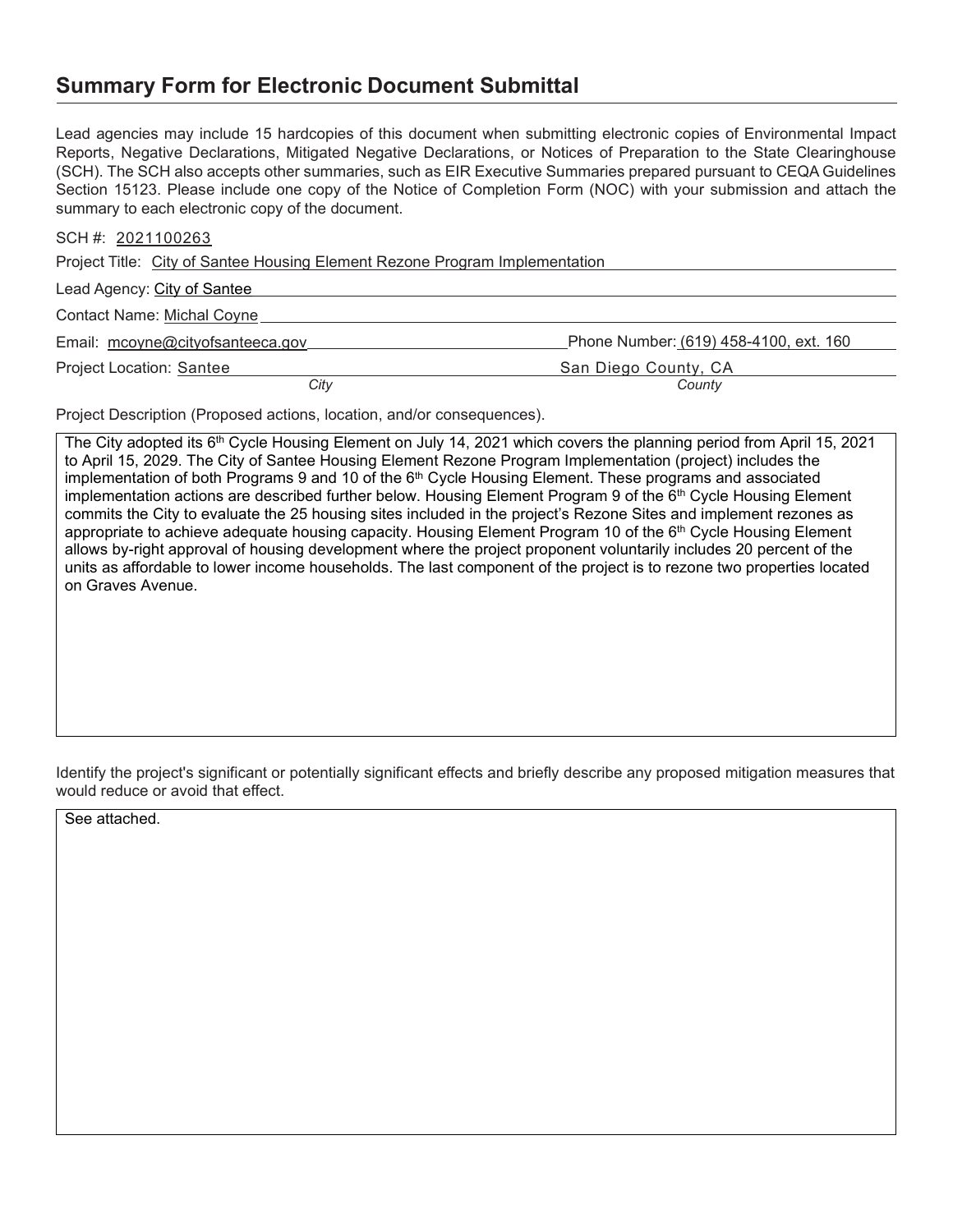# Summary Form for Electronic Document Submittal

Lead agencies may include 15 hardcopies of this document when submitting electronic copies of Environmental Impact Reports, Negative Declarations, Mitigated Negative Declarations, or Notices of Preparation to the State Clearinghouse (SCH). The SCH also accepts other summaries, such as EIR Executive Summaries prepared pursuant to CEQA Guidelines Section 15123. Please include one copy of the Notice of Completion Form (NOC) with your submission and attach the summary to each electronic copy of the document.

SCH #: 2021100263

Project Title: City of Santee Housing Element Rezone Program Implementation

Lead Agency: City of Santee

Contact Name: Michal Coyne

Email: mcoyne@cityofsanteeca.gov Phone Number: (619) 458-4100, ext. 160

Project Location: Santee (*City*) San Diego County, CA (*County*)

Project Description (Proposed actions, location, and/or consequences).

The City adopted its 6th Cycle Housing Element on July 14, 2021 which covers the planning period from April 15, 2021 to April 15, 2029. The City of Santee Housing Element Rezone Program Implementation (project) includes the implementation of both Programs 9 and 10 of the 6th Cycle Housing Element. These programs and associated implementation actions are described further below. Housing Element Program 9 of the 6th Cycle Housing Element commits the City to evaluate the 25 housing sites included in the project's Rezone Sites and implement rezones as appropriate to achieve adequate housing capacity. Housing Element Program 10 of the 6th Cycle Housing Element allows by-right approval of housing development where the project proponent voluntarily includes 20 percent of the units as affordable to lower income households. The last component of the project is to rezone two properties located on Graves Avenue.

Identify the project's significant or potentially significant effects and briefly describe any proposed mitigation measures that would reduce or avoid that effect.

See attached.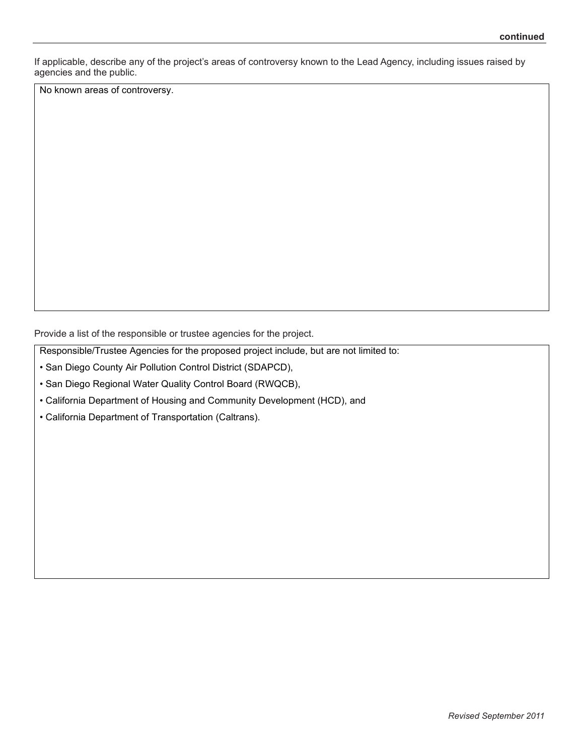If applicable, describe any of the project's areas of controversy known to the Lead Agency, including issues raised by agencies and the public.

No known areas of controversy.

Provide a list of the responsible or trustee agencies for the project.

Responsible/Trustee Agencies for the proposed project include, but are not limited to:

- San Diego County Air Pollution Control District (SDAPCD),
- San Diego Regional Water Quality Control Board (RWQCB),
- California Department of Housing and Community Development (HCD), and
- California Department of Transportation (Caltrans).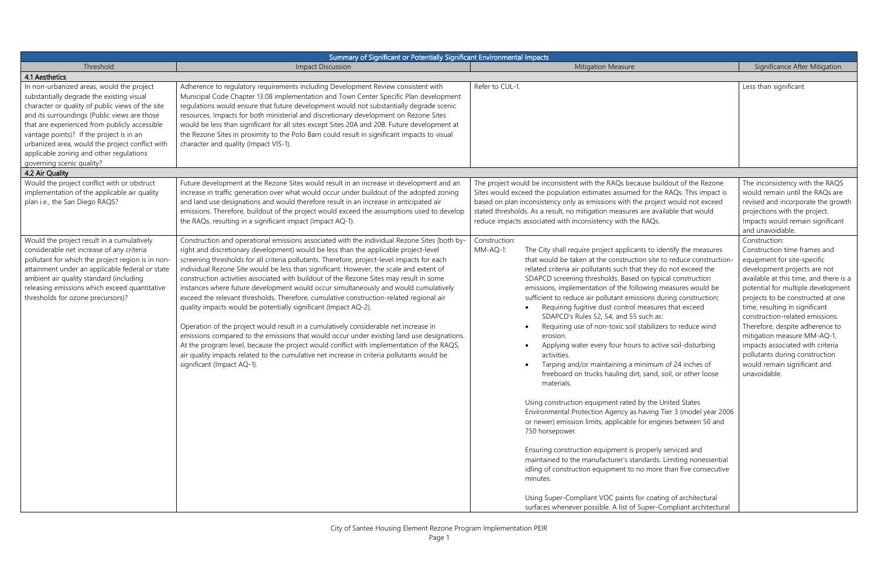| Summary of Significant or Potentially Significant Environmental Impacts | | | |
|---|---|---|---|
| Threshold | Impact Discussion | Mitigation Measure | Significance After Mitigation |
| **4.1 Aesthetics** | | | |
| In non-urbanized areas, would the project substantially degrade the existing visual character or quality of public views of the site and its surroundings (Public views are those that are experienced from publicly accessible vantage points)? If the project is in an urbanized area, would the project conflict with applicable zoning and other regulations governing scenic quality? | Adherence to regulatory requirements including Development Review consistent with Municipal Code Chapter 13.08 implementation and Town Center Specific Plan development regulations would ensure that future development would not substantially degrade scenic resources. Impacts for both ministerial and discretionary development on Rezone Sites would be less than significant for all sites except Sites 20A and 20B. Future development at the Rezone Sites in proximity to the Polo Barn could result in significant impacts to visual character and quality (Impact VIS-1). | Refer to CUL-1. | Less than significant |
| **4.2 Air Quality** | | | |
| Would the project conflict with or obstruct implementation of the applicable air quality plan i.e., the San Diego RAQS? | Future development at the Rezone Sites would result in an increase in development and an increase in traffic generation over what would occur under buildout of the adopted zoning and land use designations and would therefore result in an increase in anticipated air emissions. Therefore, buildout of the project would exceed the assumptions used to develop the RAQs, resulting in a significant impact (Impact AQ-1). | The project would be inconsistent with the RAQs because buildout of the Rezone Sites would exceed the population estimates assumed for the RAQs. This impact is based on plan inconsistency only as emissions with the project would not exceed stated thresholds. As a result, no mitigation measures are available that would reduce impacts associated with inconsistency with the RAQs. | The inconsistency with the RAQS would remain until the RAQs are revised and incorporate the growth projections with the project. Impacts would remain significant and unavoidable. |
| Would the project result in a cumulatively considerable net increase of any criteria pollutant for which the project region is in non-attainment under an applicable federal or state ambient air quality standard (including releasing emissions which exceed quantitative thresholds for ozone precursors)? | Construction and operational emissions associated with the individual Rezone Sites (both by-right and discretionary development) would be less than the applicable project-level screening thresholds for all criteria pollutants. Therefore, project-level impacts for each individual Rezone Site would be less than significant. However, the scale and extent of construction activities associated with buildout of the Rezone Sites may result in some instances where future development would occur simultaneously and would cumulatively exceed the relevant thresholds. Therefore, cumulative construction-related regional air quality impacts would be potentially significant (Impact AQ-2).<br><br>Operation of the project would result in a cumulatively considerable net increase in emissions compared to the emissions that would occur under existing land use designations. At the program level, because the project would conflict with implementation of the RAQS, air quality impacts related to the cumulative net increase in criteria pollutants would be significant (Impact AQ-1). | Construction:<br>MM-AQ-1: The City shall require project applicants to identify the measures that would be taken at the construction site to reduce construction-related criteria air pollutants such that they do not exceed the SDAPCD screening thresholds. Based on typical construction emissions, implementation of the following measures would be sufficient to reduce air pollutant emissions during construction:<br>• Requiring fugitive dust control measures that exceed SDAPCD's Rules 52, 54, and 55 such as:<br>• Requiring use of non-toxic soil stabilizers to reduce wind erosion.<br>• Applying water every four hours to active soil-disturbing activities.<br>• Tarping and/or maintaining a minimum of 24 inches of freeboard on trucks hauling dirt, sand, soil, or other loose materials.<br><br>Using construction equipment rated by the United States Environmental Protection Agency as having Tier 3 (model year 2006 or newer) emission limits, applicable for engines between 50 and 750 horsepower.<br><br>Ensuring construction equipment is properly serviced and maintained to the manufacturer's standards. Limiting nonessential idling of construction equipment to no more than five consecutive minutes.<br><br>Using Super-Compliant VOC paints for coating of architectural surfaces whenever possible. A list of Super-Compliant architectural | Construction:<br>Construction time frames and equipment for site-specific development projects are not available at this time, and there is a potential for multiple development projects to be constructed at one time, resulting in significant construction-related emissions. Therefore, despite adherence to mitigation measure MM-AQ-1, impacts associated with criteria pollutants during construction would remain significant and unavoidable. |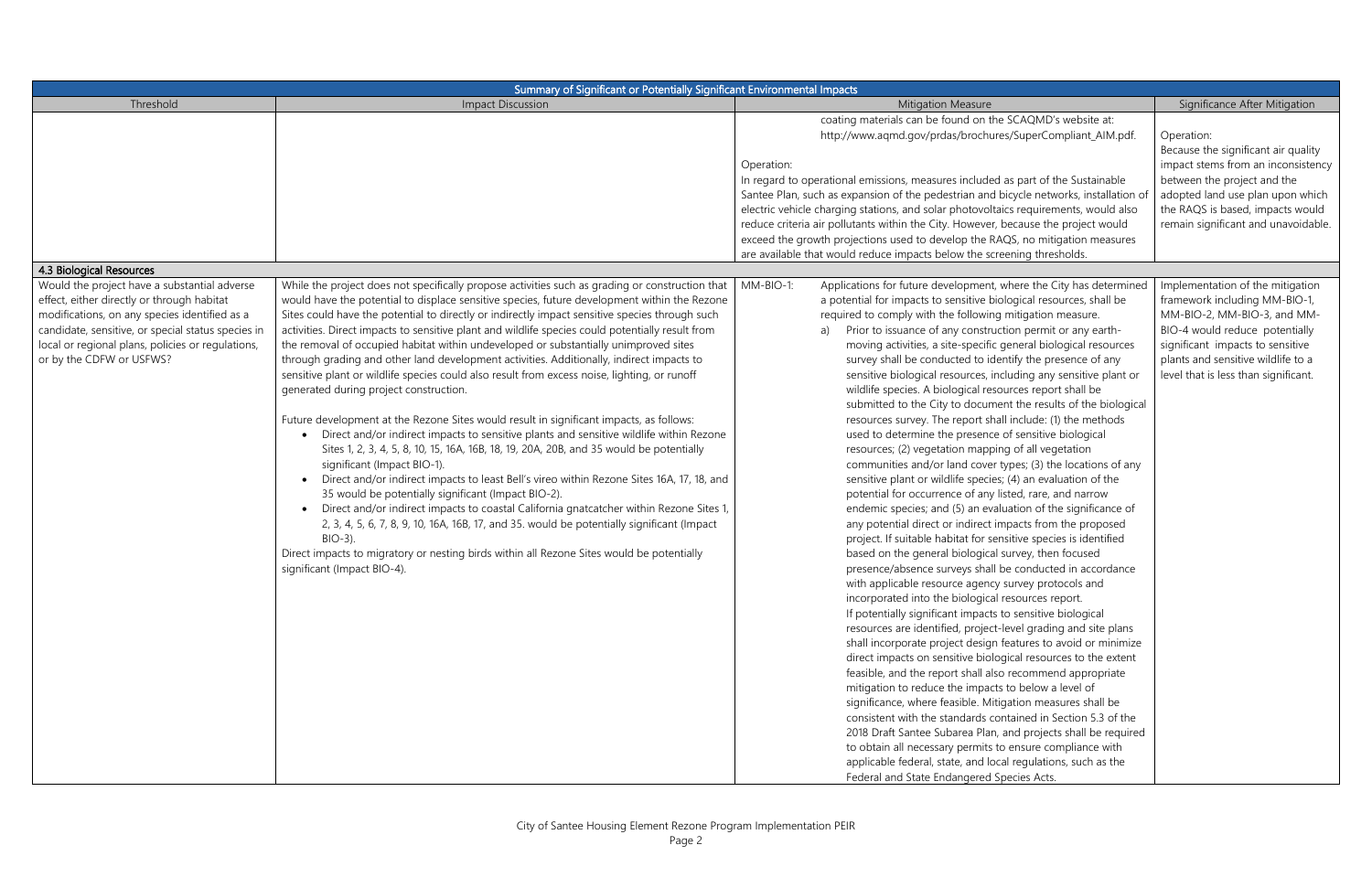| Summary of Significant or Potentially Significant Environmental Impacts | | | |
|---|---|---|---|
| Threshold | Impact Discussion | Mitigation Measure | Significance After Mitigation |
| | | coating materials can be found on the SCAQMD's website at: http://www.aqmd.gov/prdas/brochures/SuperCompliant_AIM.pdf.<br><br>Operation:<br>In regard to operational emissions, measures included as part of the Sustainable Santee Plan, such as expansion of the pedestrian and bicycle networks, installation of electric vehicle charging stations, and solar photovoltaics requirements, would also reduce criteria air pollutants within the City. However, because the project would exceed the growth projections used to develop the RAQS, no mitigation measures are available that would reduce impacts below the screening thresholds. | Operation:<br>Because the significant air quality impact stems from an inconsistency between the project and the adopted land use plan upon which the RAQS is based, impacts would remain significant and unavoidable. |
| **4.3 Biological Resources** | | | |
| Would the project have a substantial adverse effect, either directly or through habitat modifications, on any species identified as a candidate, sensitive, or special status species in local or regional plans, policies or regulations, or by the CDFW or USFWS? | While the project does not specifically propose activities such as grading or construction that would have the potential to displace sensitive species, future development within the Rezone Sites could have the potential to directly or indirectly impact sensitive species through such activities. Direct impacts to sensitive plant and wildlife species could potentially result from the removal of occupied habitat within undeveloped or substantially unimproved sites through grading and other land development activities. Additionally, indirect impacts to sensitive plant or wildlife species could also result from excess noise, lighting, or runoff generated during project construction.<br><br>Future development at the Rezone Sites would result in significant impacts, as follows:<br>• Direct and/or indirect impacts to sensitive plants and sensitive wildlife within Rezone Sites 1, 2, 3, 4, 5, 8, 10, 15, 16A, 16B, 18, 19, 20A, 20B, and 35 would be potentially significant (Impact BIO-1).<br>• Direct and/or indirect impacts to least Bell's vireo within Rezone Sites 16A, 17, 18, and 35 would be potentially significant (Impact BIO-2).<br>• Direct and/or indirect impacts to coastal California gnatcatcher within Rezone Sites 1, 2, 3, 4, 5, 6, 7, 8, 9, 10, 16A, 16B, 17, and 35. would be potentially significant (Impact BIO-3).<br><br>Direct impacts to migratory or nesting birds within all Rezone Sites would be potentially significant (Impact BIO-4). | MM-BIO-1: Applications for future development, where the City has determined a potential for impacts to sensitive biological resources, shall be required to comply with the following mitigation measure.<br>a) Prior to issuance of any construction permit or any earth-moving activities, a site-specific general biological resources survey shall be conducted to identify the presence of any sensitive biological resources, including any sensitive plant or wildlife species. A biological resources report shall be submitted to the City to document the results of the biological resources survey. The report shall include: (1) the methods used to determine the presence of sensitive biological resources; (2) vegetation mapping of all vegetation communities and/or land cover types; (3) the locations of any sensitive plant or wildlife species; (4) an evaluation of the potential for occurrence of any listed, rare, and narrow endemic species; and (5) an evaluation of the significance of any potential direct or indirect impacts from the proposed project. If suitable habitat for sensitive species is identified based on the general biological survey, then focused presence/absence surveys shall be conducted in accordance with applicable resource agency survey protocols and incorporated into the biological resources report.<br>If potentially significant impacts to sensitive biological resources are identified, project-level grading and site plans shall incorporate project design features to avoid or minimize direct impacts on sensitive biological resources to the extent feasible, and the report shall also recommend appropriate mitigation to reduce the impacts to below a level of significance, where feasible. Mitigation measures shall be consistent with the standards contained in Section 5.3 of the 2018 Draft Santee Subarea Plan, and projects shall be required to obtain all necessary permits to ensure compliance with applicable federal, state, and local regulations, such as the Federal and State Endangered Species Acts. | Implementation of the mitigation framework including MM-BIO-1, MM-BIO-2, MM-BIO-3, and MM-BIO-4 would reduce potentially significant impacts to sensitive plants and sensitive wildlife to a level that is less than significant. |

City of Santee Housing Element Rezone Program Implementation PEIR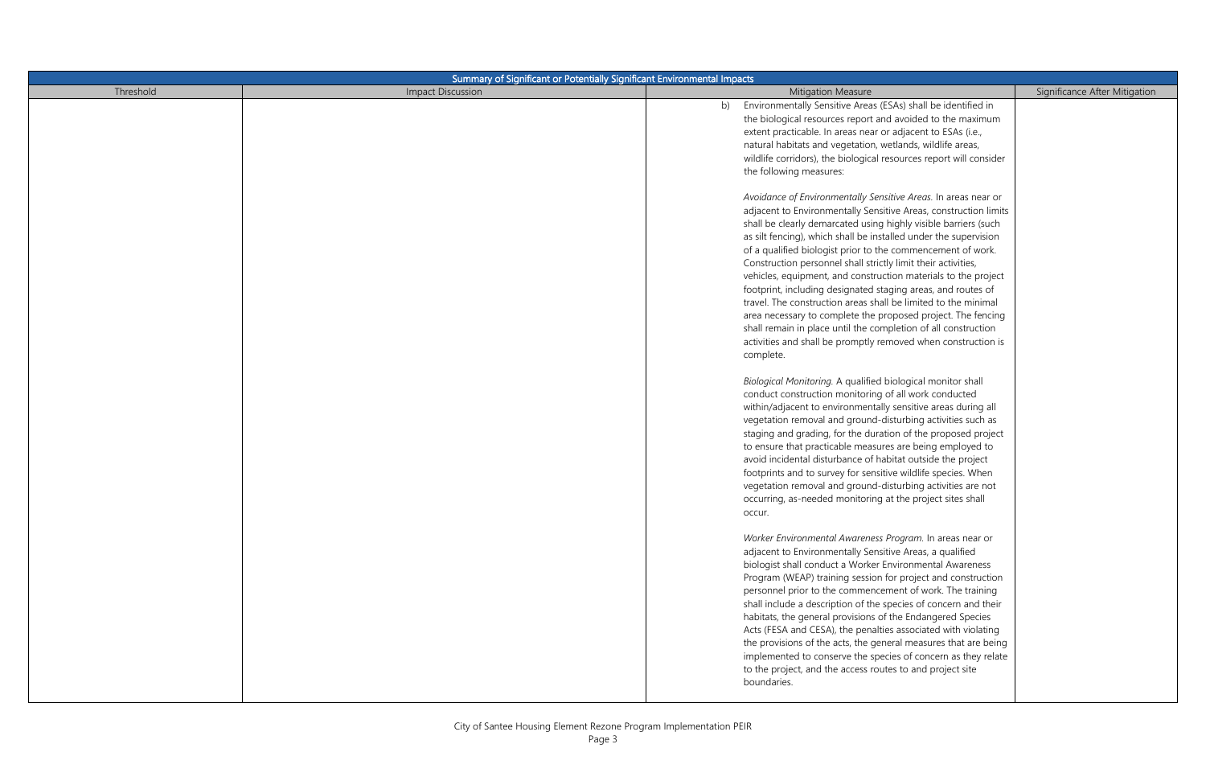| Summary of Significant or Potentially Significant Environmental Impacts | | | |
|---|---|---|---|
| Threshold | Impact Discussion | Mitigation Measure | Significance After Mitigation |
| | | b) Environmentally Sensitive Areas (ESAs) shall be identified in the biological resources report and avoided to the maximum extent practicable. In areas near or adjacent to ESAs (i.e., natural habitats and vegetation, wetlands, wildlife areas, wildlife corridors), the biological resources report will consider the following measures:<br><br>*Avoidance of Environmentally Sensitive Areas.* In areas near or adjacent to Environmentally Sensitive Areas, construction limits shall be clearly demarcated using highly visible barriers (such as silt fencing), which shall be installed under the supervision of a qualified biologist prior to the commencement of work. Construction personnel shall strictly limit their activities, vehicles, equipment, and construction materials to the project footprint, including designated staging areas, and routes of travel. The construction areas shall be limited to the minimal area necessary to complete the proposed project. The fencing shall remain in place until the completion of all construction activities and shall be promptly removed when construction is complete.<br><br>*Biological Monitoring.* A qualified biological monitor shall conduct construction monitoring of all work conducted within/adjacent to environmentally sensitive areas during all vegetation removal and ground-disturbing activities such as staging and grading, for the duration of the proposed project to ensure that practicable measures are being employed to avoid incidental disturbance of habitat outside the project footprints and to survey for sensitive wildlife species. When vegetation removal and ground-disturbing activities are not occurring, as-needed monitoring at the project sites shall occur.<br><br>*Worker Environmental Awareness Program.* In areas near or adjacent to Environmentally Sensitive Areas, a qualified biologist shall conduct a Worker Environmental Awareness Program (WEAP) training session for project and construction personnel prior to the commencement of work. The training shall include a description of the species of concern and their habitats, the general provisions of the Endangered Species Acts (FESA and CESA), the penalties associated with violating the provisions of the acts, the general measures that are being implemented to conserve the species of concern as they relate to the project, and the access routes to and project site boundaries. | |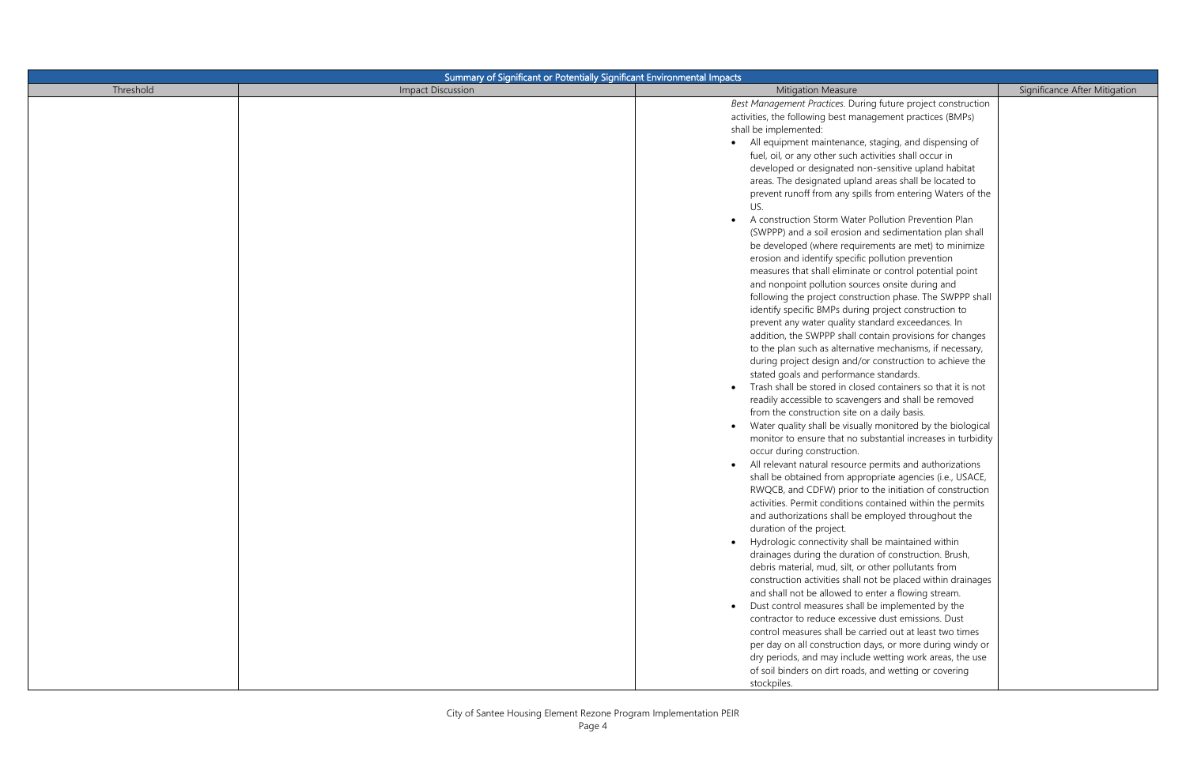| Summary of Significant or Potentially Significant Environmental Impacts | | | |
|---|---|---|---|
| Threshold | Impact Discussion | Mitigation Measure | Significance After Mitigation |
| | | *Best Management Practices.* During future project construction activities, the following best management practices (BMPs) shall be implemented:<br>• All equipment maintenance, staging, and dispensing of fuel, oil, or any other such activities shall occur in developed or designated non-sensitive upland habitat areas. The designated upland areas shall be located to prevent runoff from any spills from entering Waters of the US.<br>• A construction Storm Water Pollution Prevention Plan (SWPPP) and a soil erosion and sedimentation plan shall be developed (where requirements are met) to minimize erosion and identify specific pollution prevention measures that shall eliminate or control potential point and nonpoint pollution sources onsite during and following the project construction phase. The SWPPP shall identify specific BMPs during project construction to prevent any water quality standard exceedances. In addition, the SWPPP shall contain provisions for changes to the plan such as alternative mechanisms, if necessary, during project design and/or construction to achieve the stated goals and performance standards.<br>• Trash shall be stored in closed containers so that it is not readily accessible to scavengers and shall be removed from the construction site on a daily basis.<br>• Water quality shall be visually monitored by the biological monitor to ensure that no substantial increases in turbidity occur during construction.<br>• All relevant natural resource permits and authorizations shall be obtained from appropriate agencies (i.e., USACE, RWQCB, and CDFW) prior to the initiation of construction activities. Permit conditions contained within the permits and authorizations shall be employed throughout the duration of the project.<br>• Hydrologic connectivity shall be maintained within drainages during the duration of construction. Brush, debris material, mud, silt, or other pollutants from construction activities shall not be placed within drainages and shall not be allowed to enter a flowing stream.<br>• Dust control measures shall be implemented by the contractor to reduce excessive dust emissions. Dust control measures shall be carried out at least two times per day on all construction days, or more during windy or dry periods, and may include wetting work areas, the use of soil binders on dirt roads, and wetting or covering stockpiles. | |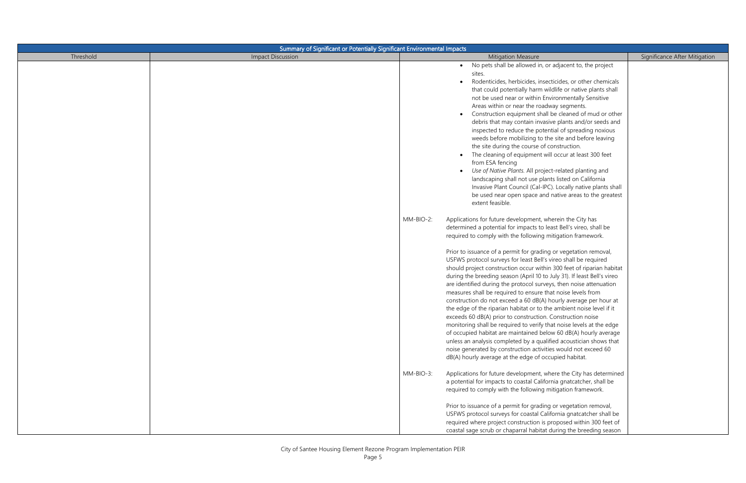| Summary of Significant or Potentially Significant Environmental Impacts | | | |
|---|---|---|---|
| Threshold | Impact Discussion | Mitigation Measure | Significance After Mitigation |
| | | • No pets shall be allowed in, or adjacent to, the project sites.<br>• Rodenticides, herbicides, insecticides, or other chemicals that could potentially harm wildlife or native plants shall not be used near or within Environmentally Sensitive Areas within or near the roadway segments.<br>• Construction equipment shall be cleaned of mud or other debris that may contain invasive plants and/or seeds and inspected to reduce the potential of spreading noxious weeds before mobilizing to the site and before leaving the site during the course of construction.<br>• The cleaning of equipment will occur at least 300 feet from ESA fencing<br>• *Use of Native Plants.* All project-related planting and landscaping shall not use plants listed on California Invasive Plant Council (Cal-IPC). Locally native plants shall be used near open space and native areas to the greatest extent feasible.<br><br>MM-BIO-2: Applications for future development, wherein the City has determined a potential for impacts to least Bell's vireo, shall be required to comply with the following mitigation framework.<br><br>Prior to issuance of a permit for grading or vegetation removal, USFWS protocol surveys for least Bell's vireo shall be required should project construction occur within 300 feet of riparian habitat during the breeding season (April 10 to July 31). If least Bell's vireo are identified during the protocol surveys, then noise attenuation measures shall be required to ensure that noise levels from construction do not exceed a 60 dB(A) hourly average per hour at the edge of the riparian habitat or to the ambient noise level if it exceeds 60 dB(A) prior to construction. Construction noise monitoring shall be required to verify that noise levels at the edge of occupied habitat are maintained below 60 dB(A) hourly average unless an analysis completed by a qualified acoustician shows that noise generated by construction activities would not exceed 60 dB(A) hourly average at the edge of occupied habitat.<br><br>MM-BIO-3: Applications for future development, where the City has determined a potential for impacts to coastal California gnatcatcher, shall be required to comply with the following mitigation framework.<br><br>Prior to issuance of a permit for grading or vegetation removal, USFWS protocol surveys for coastal California gnatcatcher shall be required where project construction is proposed within 300 feet of coastal sage scrub or chaparral habitat during the breeding season | |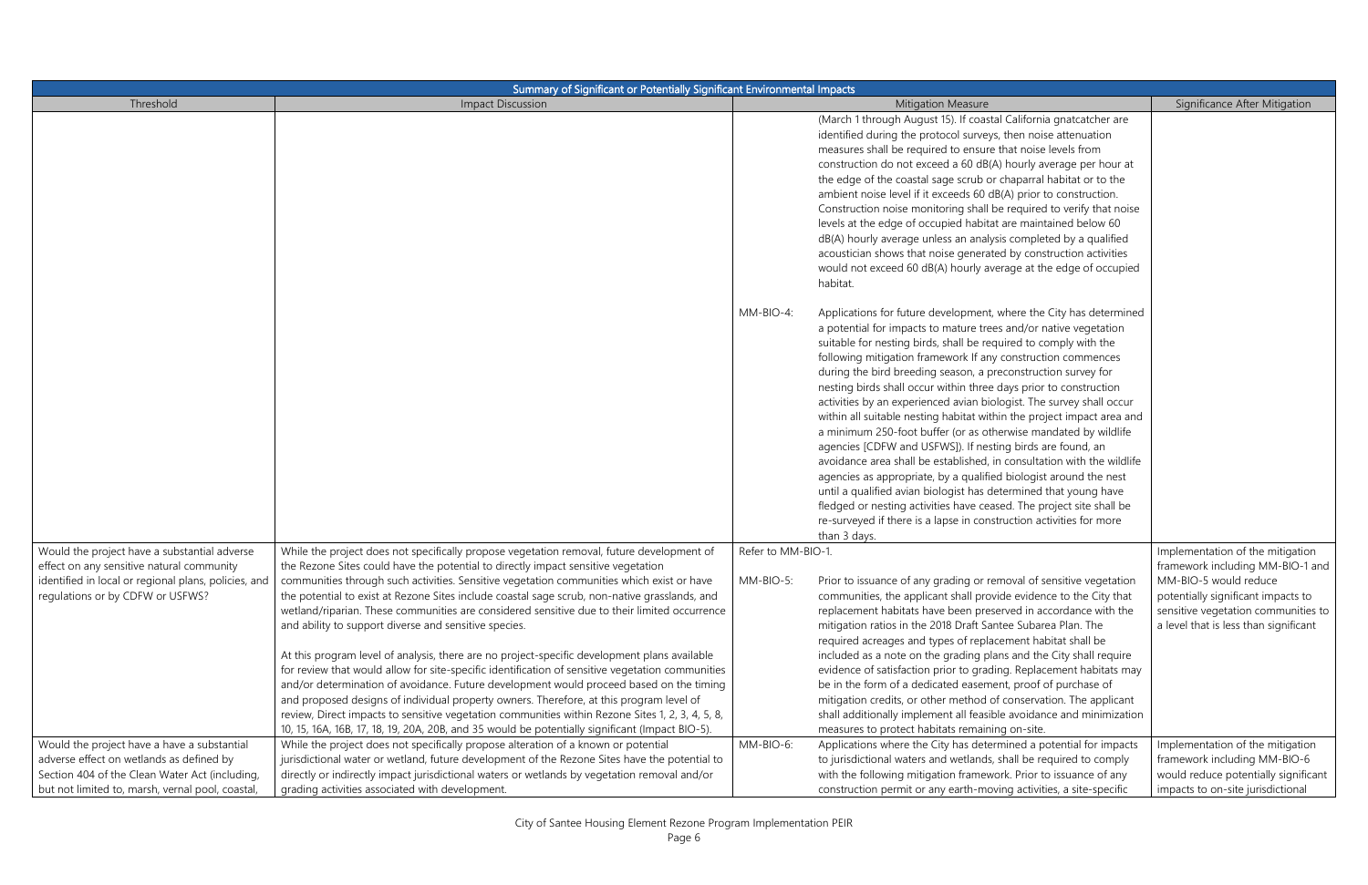| Summary of Significant or Potentially Significant Environmental Impacts | | | |
|---|---|---|---|
| Threshold | Impact Discussion | Mitigation Measure | Significance After Mitigation |
| | | (March 1 through August 15). If coastal California gnatcatcher are identified during the protocol surveys, then noise attenuation measures shall be required to ensure that noise levels from construction do not exceed a 60 dB(A) hourly average per hour at the edge of the coastal sage scrub or chaparral habitat or to the ambient noise level if it exceeds 60 dB(A) prior to construction. Construction noise monitoring shall be required to verify that noise levels at the edge of occupied habitat are maintained below 60 dB(A) hourly average unless an analysis completed by a qualified acoustician shows that noise generated by construction activities would not exceed 60 dB(A) hourly average at the edge of occupied habitat.<br><br>MM-BIO-4: Applications for future development, where the City has determined a potential for impacts to mature trees and/or native vegetation suitable for nesting birds, shall be required to comply with the following mitigation framework If any construction commences during the bird breeding season, a preconstruction survey for nesting birds shall occur within three days prior to construction activities by an experienced avian biologist. The survey shall occur within all suitable nesting habitat within the project impact area and a minimum 250-foot buffer (or as otherwise mandated by wildlife agencies [CDFW and USFWS]). If nesting birds are found, an avoidance area shall be established, in consultation with the wildlife agencies as appropriate, by a qualified biologist around the nest until a qualified avian biologist has determined that young have fledged or nesting activities have ceased. The project site shall be re-surveyed if there is a lapse in construction activities for more than 3 days. | |
| Would the project have a substantial adverse effect on any sensitive natural community identified in local or regional plans, policies, and regulations or by CDFW or USFWS? | While the project does not specifically propose vegetation removal, future development of the Rezone Sites could have the potential to directly impact sensitive vegetation communities through such activities. Sensitive vegetation communities which exist or have the potential to exist at Rezone Sites include coastal sage scrub, non-native grasslands, and wetland/riparian. These communities are considered sensitive due to their limited occurrence and ability to support diverse and sensitive species.<br><br>At this program level of analysis, there are no project-specific development plans available for review that would allow for site-specific identification of sensitive vegetation communities and/or determination of avoidance. Future development would proceed based on the timing and proposed designs of individual property owners. Therefore, at this program level of review, Direct impacts to sensitive vegetation communities within Rezone Sites 1, 2, 3, 4, 5, 8, 10, 15, 16A, 16B, 17, 18, 19, 20A, 20B, and 35 would be potentially significant (Impact BIO-5). | Refer to MM-BIO-1.<br><br>MM-BIO-5: Prior to issuance of any grading or removal of sensitive vegetation communities, the applicant shall provide evidence to the City that replacement habitats have been preserved in accordance with the mitigation ratios in the 2018 Draft Santee Subarea Plan. The required acreages and types of replacement habitat shall be included as a note on the grading plans and the City shall require evidence of satisfaction prior to grading. Replacement habitats may be in the form of a dedicated easement, proof of purchase of mitigation credits, or other method of conservation. The applicant shall additionally implement all feasible avoidance and minimization measures to protect habitats remaining on-site. | Implementation of the mitigation framework including MM-BIO-1 and MM-BIO-5 would reduce potentially significant impacts to sensitive vegetation communities to a level that is less than significant |
| Would the project have a have a substantial adverse effect on wetlands as defined by Section 404 of the Clean Water Act (including, but not limited to, marsh, vernal pool, coastal, | While the project does not specifically propose alteration of a known or potential jurisdictional water or wetland, future development of the Rezone Sites have the potential to directly or indirectly impact jurisdictional waters or wetlands by vegetation removal and/or grading activities associated with development. | MM-BIO-6: Applications where the City has determined a potential for impacts to jurisdictional waters and wetlands, shall be required to comply with the following mitigation framework. Prior to issuance of any construction permit or any earth-moving activities, a site-specific | Implementation of the mitigation framework including MM-BIO-6 would reduce potentially significant impacts to on-site jurisdictional |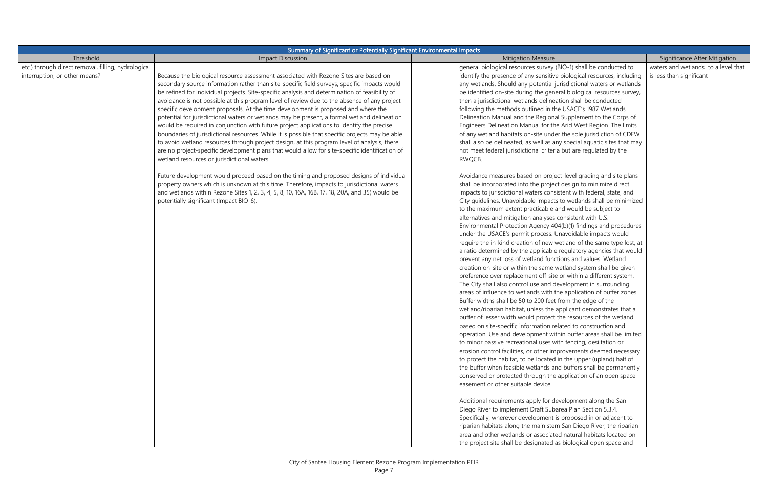| Summary of Significant or Potentially Significant Environmental Impacts | | | |
|---|---|---|---|
| Threshold | Impact Discussion | Mitigation Measure | Significance After Mitigation |
| etc.) through direct removal, filling, hydrological interruption, or other means? | Because the biological resource assessment associated with Rezone Sites are based on secondary source information rather than site-specific field surveys, specific impacts would be refined for individual projects. Site-specific analysis and determination of feasibility of avoidance is not possible at this program level of review due to the absence of any project specific development proposals. At the time development is proposed and where the potential for jurisdictional waters or wetlands may be present, a formal wetland delineation would be required in conjunction with future project applications to identify the precise boundaries of jurisdictional resources. While it is possible that specific projects may be able to avoid wetland resources through project design, at this program level of analysis, there are no project-specific development plans that would allow for site-specific identification of wetland resources or jurisdictional waters.<br><br>Future development would proceed based on the timing and proposed designs of individual property owners which is unknown at this time. Therefore, impacts to jurisdictional waters and wetlands within Rezone Sites 1, 2, 3, 4, 5, 8, 10, 16A, 16B, 17, 18, 20A, and 35) would be potentially significant (Impact BIO-6). | general biological resources survey (BIO-1) shall be conducted to identify the presence of any sensitive biological resources, including any wetlands. Should any potential jurisdictional waters or wetlands be identified on-site during the general biological resources survey, then a jurisdictional wetlands delineation shall be conducted following the methods outlined in the USACE's 1987 Wetlands Delineation Manual and the Regional Supplement to the Corps of Engineers Delineation Manual for the Arid West Region. The limits of any wetland habitats on-site under the sole jurisdiction of CDFW shall also be delineated, as well as any special aquatic sites that may not meet federal jurisdictional criteria but are regulated by the RWQCB.<br><br>Avoidance measures based on project-level grading and site plans shall be incorporated into the project design to minimize direct impacts to jurisdictional waters consistent with federal, state, and City guidelines. Unavoidable impacts to wetlands shall be minimized to the maximum extent practicable and would be subject to alternatives and mitigation analyses consistent with U.S. Environmental Protection Agency 404(b)(1) findings and procedures under the USACE's permit process. Unavoidable impacts would require the in-kind creation of new wetland of the same type lost, at a ratio determined by the applicable regulatory agencies that would prevent any net loss of wetland functions and values. Wetland creation on-site or within the same wetland system shall be given preference over replacement off-site or within a different system. The City shall also control use and development in surrounding areas of influence to wetlands with the application of buffer zones. Buffer widths shall be 50 to 200 feet from the edge of the wetland/riparian habitat, unless the applicant demonstrates that a buffer of lesser width would protect the resources of the wetland based on site-specific information related to construction and operation. Use and development within buffer areas shall be limited to minor passive recreational uses with fencing, desiltation or erosion control facilities, or other improvements deemed necessary to protect the habitat, to be located in the upper (upland) half of the buffer when feasible wetlands and buffers shall be permanently conserved or protected through the application of an open space easement or other suitable device.<br><br>Additional requirements apply for development along the San Diego River to implement Draft Subarea Plan Section 5.3.4. Specifically, wherever development is proposed in or adjacent to riparian habitats along the main stem San Diego River, the riparian area and other wetlands or associated natural habitats located on the project site shall be designated as biological open space and | waters and wetlands to a level that is less than significant |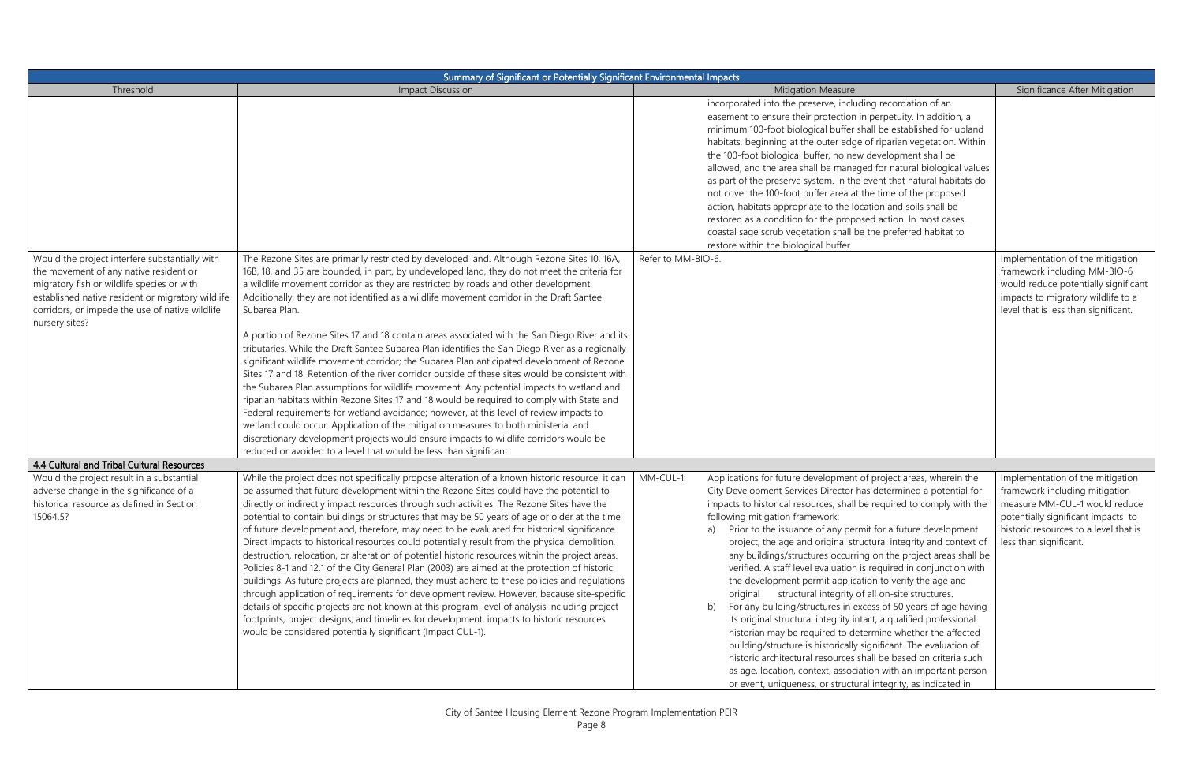| Summary of Significant or Potentially Significant Environmental Impacts | | | |
|---|---|---|---|
| Threshold | Impact Discussion | Mitigation Measure | Significance After Mitigation |
| | | incorporated into the preserve, including recordation of an easement to ensure their protection in perpetuity. In addition, a minimum 100-foot biological buffer shall be established for upland habitats, beginning at the outer edge of riparian vegetation. Within the 100-foot biological buffer, no new development shall be allowed, and the area shall be managed for natural biological values as part of the preserve system. In the event that natural habitats do not cover the 100-foot buffer area at the time of the proposed action, habitats appropriate to the location and soils shall be restored as a condition for the proposed action. In most cases, coastal sage scrub vegetation shall be the preferred habitat to restore within the biological buffer. | |
| Would the project interfere substantially with the movement of any native resident or migratory fish or wildlife species or with established native resident or migratory wildlife corridors, or impede the use of native wildlife nursery sites? | The Rezone Sites are primarily restricted by developed land. Although Rezone Sites 10, 16A, 16B, 18, and 35 are bounded, in part, by undeveloped land, they do not meet the criteria for a wildlife movement corridor as they are restricted by roads and other development. Additionally, they are not identified as a wildlife movement corridor in the Draft Santee Subarea Plan.<br><br>A portion of Rezone Sites 17 and 18 contain areas associated with the San Diego River and its tributaries. While the Draft Santee Subarea Plan identifies the San Diego River as a regionally significant wildlife movement corridor; the Subarea Plan anticipated development of Rezone Sites 17 and 18. Retention of the river corridor outside of these sites would be consistent with the Subarea Plan assumptions for wildlife movement. Any potential impacts to wetland and riparian habitats within Rezone Sites 17 and 18 would be required to comply with State and Federal requirements for wetland avoidance; however, at this level of review impacts to wetland could occur. Application of the mitigation measures to both ministerial and discretionary development projects would ensure impacts to wildlife corridors would be reduced or avoided to a level that would be less than significant. | Refer to MM-BIO-6. | Implementation of the mitigation framework including MM-BIO-6 would reduce potentially significant impacts to migratory wildlife to a level that is less than significant. |
| **4.4 Cultural and Tribal Cultural Resources** | | | |
| Would the project result in a substantial adverse change in the significance of a historical resource as defined in Section 15064.5? | While the project does not specifically propose alteration of a known historic resource, it can be assumed that future development within the Rezone Sites could have the potential to directly or indirectly impact resources through such activities. The Rezone Sites have the potential to contain buildings or structures that may be 50 years of age or older at the time of future development and, therefore, may need to be evaluated for historical significance. Direct impacts to historical resources could potentially result from the physical demolition, destruction, relocation, or alteration of potential historic resources within the project areas. Policies 8-1 and 12.1 of the City General Plan (2003) are aimed at the protection of historic buildings. As future projects are planned, they must adhere to these policies and regulations through application of requirements for development review. However, because site-specific details of specific projects are not known at this program-level of analysis including project footprints, project designs, and timelines for development, impacts to historic resources would be considered potentially significant (Impact CUL-1). | MM-CUL-1: Applications for future development of project areas, wherein the City Development Services Director has determined a potential for impacts to historical resources, shall be required to comply with the following mitigation framework:<br>a) Prior to the issuance of any permit for a future development project, the age and original structural integrity and context of any buildings/structures occurring on the project areas shall be verified. A staff level evaluation is required in conjunction with the development permit application to verify the age and original structural integrity of all on-site structures.<br>b) For any building/structures in excess of 50 years of age having its original structural integrity intact, a qualified professional historian may be required to determine whether the affected building/structure is historically significant. The evaluation of historic architectural resources shall be based on criteria such as age, location, context, association with an important person or event, uniqueness, or structural integrity, as indicated in | Implementation of the mitigation framework including mitigation measure MM-CUL-1 would reduce potentially significant impacts to historic resources to a level that is less than significant. |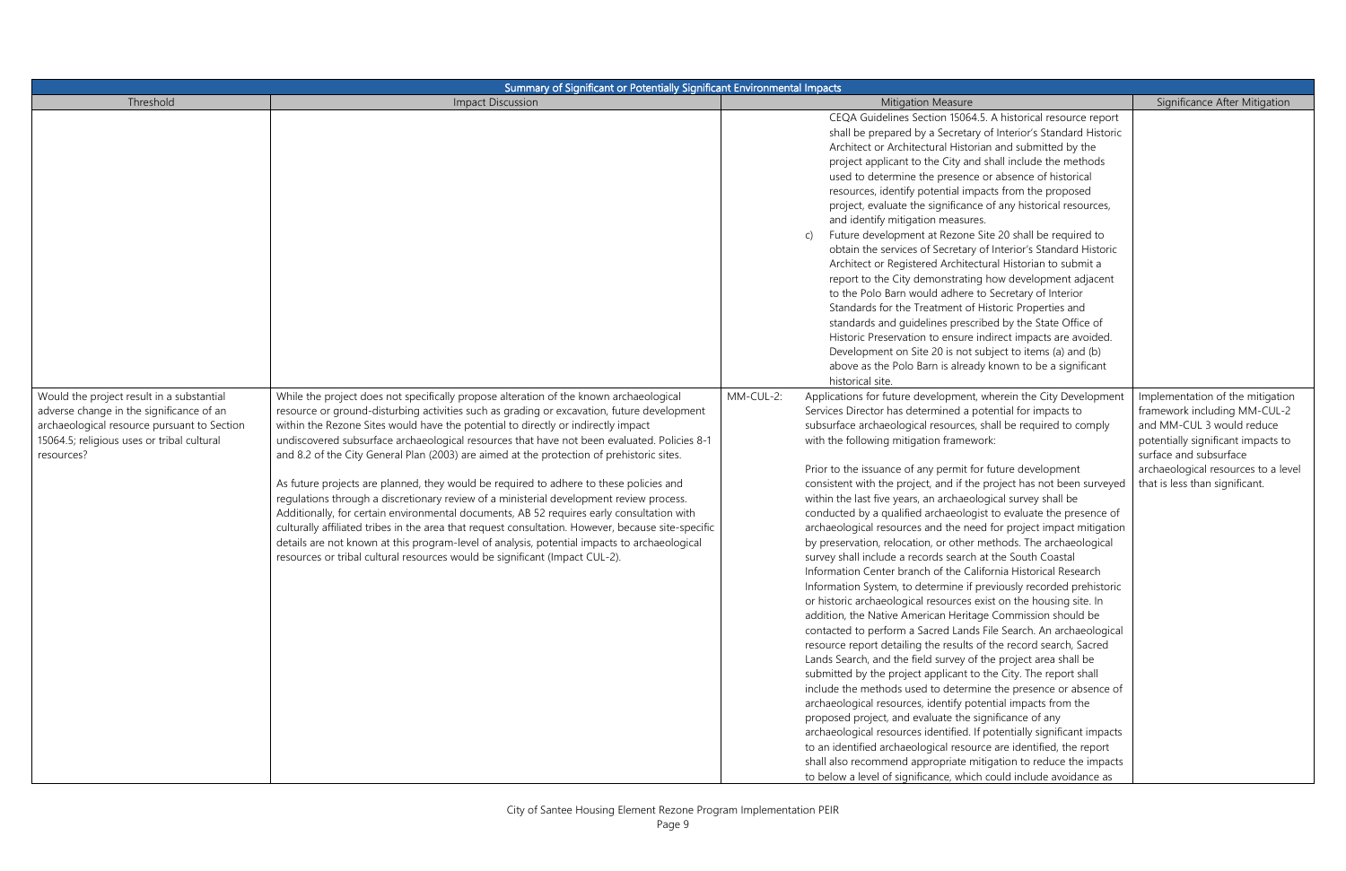| Summary of Significant or Potentially Significant Environmental Impacts | | | | |
|---|---|---|---|---|
| Threshold | Impact Discussion | Mitigation Measure | | Significance After Mitigation |
| | | | CEQA Guidelines Section 15064.5. A historical resource report shall be prepared by a Secretary of Interior's Standard Historic Architect or Architectural Historian and submitted by the project applicant to the City and shall include the methods used to determine the presence or absence of historical resources, identify potential impacts from the proposed project, evaluate the significance of any historical resources, and identify mitigation measures.<br>c) Future development at Rezone Site 20 shall be required to obtain the services of Secretary of Interior's Standard Historic Architect or Registered Architectural Historian to submit a report to the City demonstrating how development adjacent to the Polo Barn would adhere to Secretary of Interior Standards for the Treatment of Historic Properties and standards and guidelines prescribed by the State Office of Historic Preservation to ensure indirect impacts are avoided. Development on Site 20 is not subject to items (a) and (b) above as the Polo Barn is already known to be a significant historical site. | |
| Would the project result in a substantial adverse change in the significance of an archaeological resource pursuant to Section 15064.5; religious uses or tribal cultural resources? | While the project does not specifically propose alteration of the known archaeological resource or ground-disturbing activities such as grading or excavation, future development within the Rezone Sites would have the potential to directly or indirectly impact undiscovered subsurface archaeological resources that have not been evaluated. Policies 8-1 and 8.2 of the City General Plan (2003) are aimed at the protection of prehistoric sites.<br><br>As future projects are planned, they would be required to adhere to these policies and regulations through a discretionary review of a ministerial development review process. Additionally, for certain environmental documents, AB 52 requires early consultation with culturally affiliated tribes in the area that request consultation. However, because site-specific details are not known at this program-level of analysis, potential impacts to archaeological resources or tribal cultural resources would be significant (Impact CUL-2). | MM-CUL-2: | Applications for future development, wherein the City Development Services Director has determined a potential for impacts to subsurface archaeological resources, shall be required to comply with the following mitigation framework:<br><br>Prior to the issuance of any permit for future development consistent with the project, and if the project has not been surveyed within the last five years, an archaeological survey shall be conducted by a qualified archaeologist to evaluate the presence of archaeological resources and the need for project impact mitigation by preservation, relocation, or other methods. The archaeological survey shall include a records search at the South Coastal Information Center branch of the California Historical Research Information System, to determine if previously recorded prehistoric or historic archaeological resources exist on the housing site. In addition, the Native American Heritage Commission should be contacted to perform a Sacred Lands File Search. An archaeological resource report detailing the results of the record search, Sacred Lands Search, and the field survey of the project area shall be submitted by the project applicant to the City. The report shall include the methods used to determine the presence or absence of archaeological resources, identify potential impacts from the proposed project, and evaluate the significance of any archaeological resources identified. If potentially significant impacts to an identified archaeological resource are identified, the report shall also recommend appropriate mitigation to reduce the impacts to below a level of significance, which could include avoidance as | Implementation of the mitigation framework including MM-CUL-2 and MM-CUL 3 would reduce potentially significant impacts to surface and subsurface archaeological resources to a level that is less than significant. |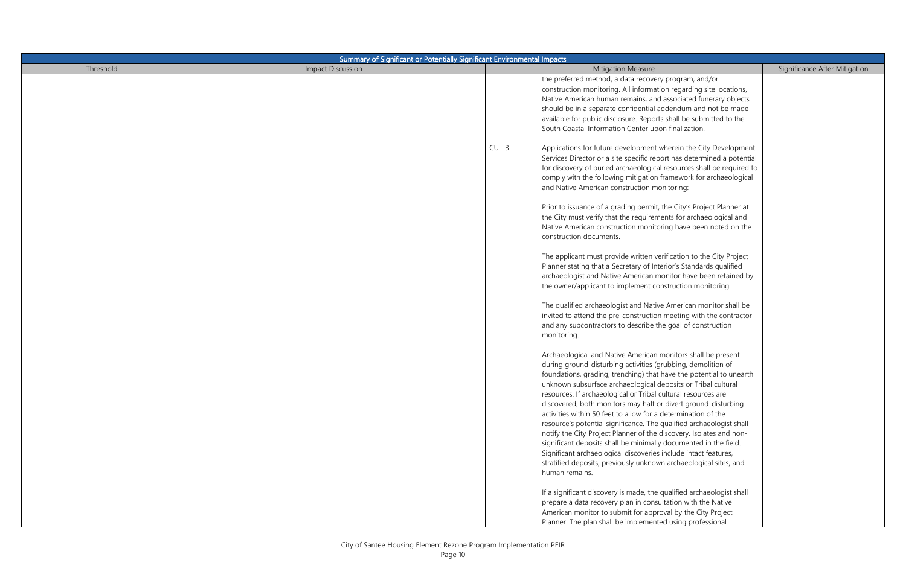| Summary of Significant or Potentially Significant Environmental Impacts | | | |
|---|---|---|---|
| Threshold | Impact Discussion | Mitigation Measure | Significance After Mitigation |
| | | the preferred method, a data recovery program, and/or construction monitoring. All information regarding site locations, Native American human remains, and associated funerary objects should be in a separate confidential addendum and not be made available for public disclosure. Reports shall be submitted to the South Coastal Information Center upon finalization.<br><br>CUL-3: Applications for future development wherein the City Development Services Director or a site specific report has determined a potential for discovery of buried archaeological resources shall be required to comply with the following mitigation framework for archaeological and Native American construction monitoring:<br><br>Prior to issuance of a grading permit, the City's Project Planner at the City must verify that the requirements for archaeological and Native American construction monitoring have been noted on the construction documents.<br><br>The applicant must provide written verification to the City Project Planner stating that a Secretary of Interior's Standards qualified archaeologist and Native American monitor have been retained by the owner/applicant to implement construction monitoring.<br><br>The qualified archaeologist and Native American monitor shall be invited to attend the pre-construction meeting with the contractor and any subcontractors to describe the goal of construction monitoring.<br><br>Archaeological and Native American monitors shall be present during ground-disturbing activities (grubbing, demolition of foundations, grading, trenching) that have the potential to unearth unknown subsurface archaeological deposits or Tribal cultural resources. If archaeological or Tribal cultural resources are discovered, both monitors may halt or divert ground-disturbing activities within 50 feet to allow for a determination of the resource's potential significance. The qualified archaeologist shall notify the City Project Planner of the discovery. Isolates and non-significant deposits shall be minimally documented in the field. Significant archaeological discoveries include intact features, stratified deposits, previously unknown archaeological sites, and human remains.<br><br>If a significant discovery is made, the qualified archaeologist shall prepare a data recovery plan in consultation with the Native American monitor to submit for approval by the City Project Planner. The plan shall be implemented using professional | |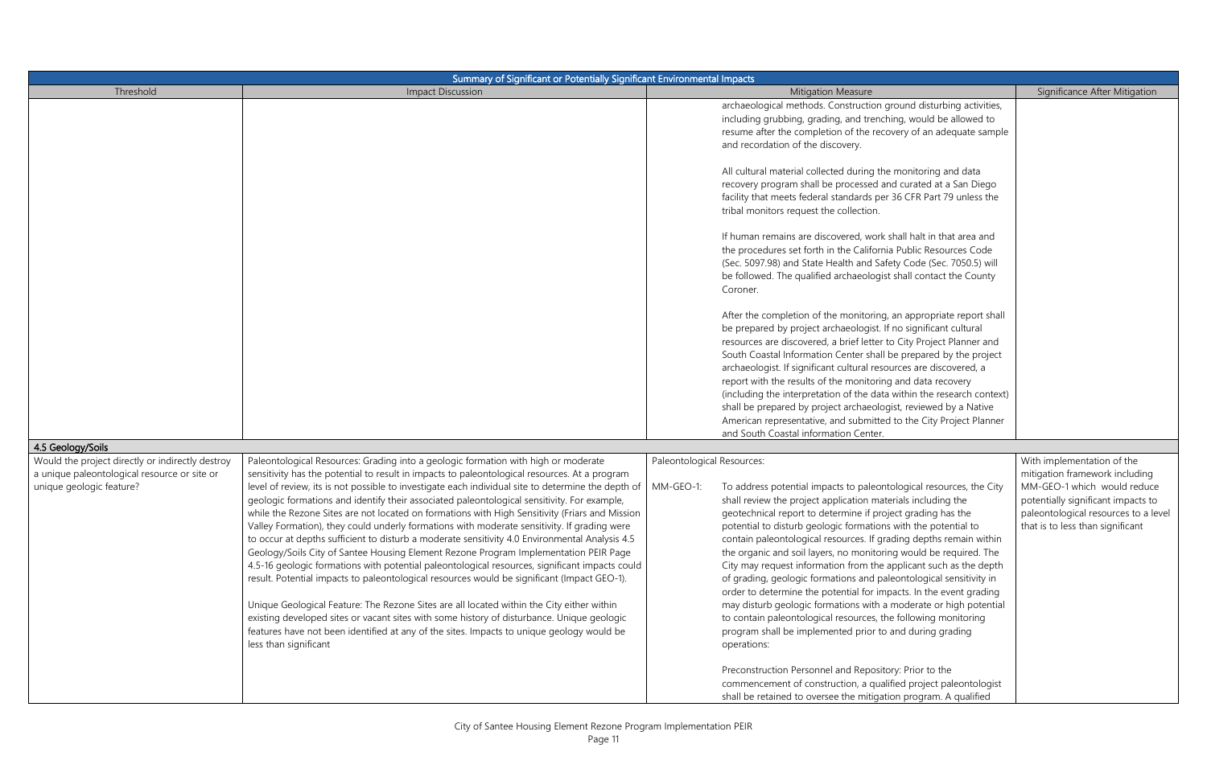| Summary of Significant or Potentially Significant Environmental Impacts | | | |
|---|---|---|---|
| Threshold | Impact Discussion | Mitigation Measure | Significance After Mitigation |
| | | archaeological methods. Construction ground disturbing activities, including grubbing, grading, and trenching, would be allowed to resume after the completion of the recovery of an adequate sample and recordation of the discovery.<br><br>All cultural material collected during the monitoring and data recovery program shall be processed and curated at a San Diego facility that meets federal standards per 36 CFR Part 79 unless the tribal monitors request the collection.<br><br>If human remains are discovered, work shall halt in that area and the procedures set forth in the California Public Resources Code (Sec. 5097.98) and State Health and Safety Code (Sec. 7050.5) will be followed. The qualified archaeologist shall contact the County Coroner.<br><br>After the completion of the monitoring, an appropriate report shall be prepared by project archaeologist. If no significant cultural resources are discovered, a brief letter to City Project Planner and South Coastal Information Center shall be prepared by the project archaeologist. If significant cultural resources are discovered, a report with the results of the monitoring and data recovery (including the interpretation of the data within the research context) shall be prepared by project archaeologist, reviewed by a Native American representative, and submitted to the City Project Planner and South Coastal information Center. | |
| **4.5 Geology/Soils** | | | |
| Would the project directly or indirectly destroy a unique paleontological resource or site or unique geologic feature? | Paleontological Resources: Grading into a geologic formation with high or moderate sensitivity has the potential to result in impacts to paleontological resources. At a program level of review, its is not possible to investigate each individual site to determine the depth of geologic formations and identify their associated paleontological sensitivity. For example, while the Rezone Sites are not located on formations with High Sensitivity (Friars and Mission Valley Formation), they could underly formations with moderate sensitivity. If grading were to occur at depths sufficient to disturb a moderate sensitivity 4.0 Environmental Analysis 4.5 Geology/Soils City of Santee Housing Element Rezone Program Implementation PEIR Page 4.5-16 geologic formations with potential paleontological resources, significant impacts could result. Potential impacts to paleontological resources would be significant (Impact GEO-1).<br><br>Unique Geological Feature: The Rezone Sites are all located within the City either within existing developed sites or vacant sites with some history of disturbance. Unique geologic features have not been identified at any of the sites. Impacts to unique geology would be less than significant | Paleontological Resources:<br><br>MM-GEO-1: To address potential impacts to paleontological resources, the City shall review the project application materials including the geotechnical report to determine if project grading has the potential to disturb geologic formations with the potential to contain paleontological resources. If grading depths remain within the organic and soil layers, no monitoring would be required. The City may request information from the applicant such as the depth of grading, geologic formations and paleontological sensitivity in order to determine the potential for impacts. In the event grading may disturb geologic formations with a moderate or high potential to contain paleontological resources, the following monitoring program shall be implemented prior to and during grading operations:<br><br>Preconstruction Personnel and Repository: Prior to the commencement of construction, a qualified project paleontologist shall be retained to oversee the mitigation program. A qualified | With implementation of the mitigation framework including MM-GEO-1 which would reduce potentially significant impacts to paleontological resources to a level that is to less than significant |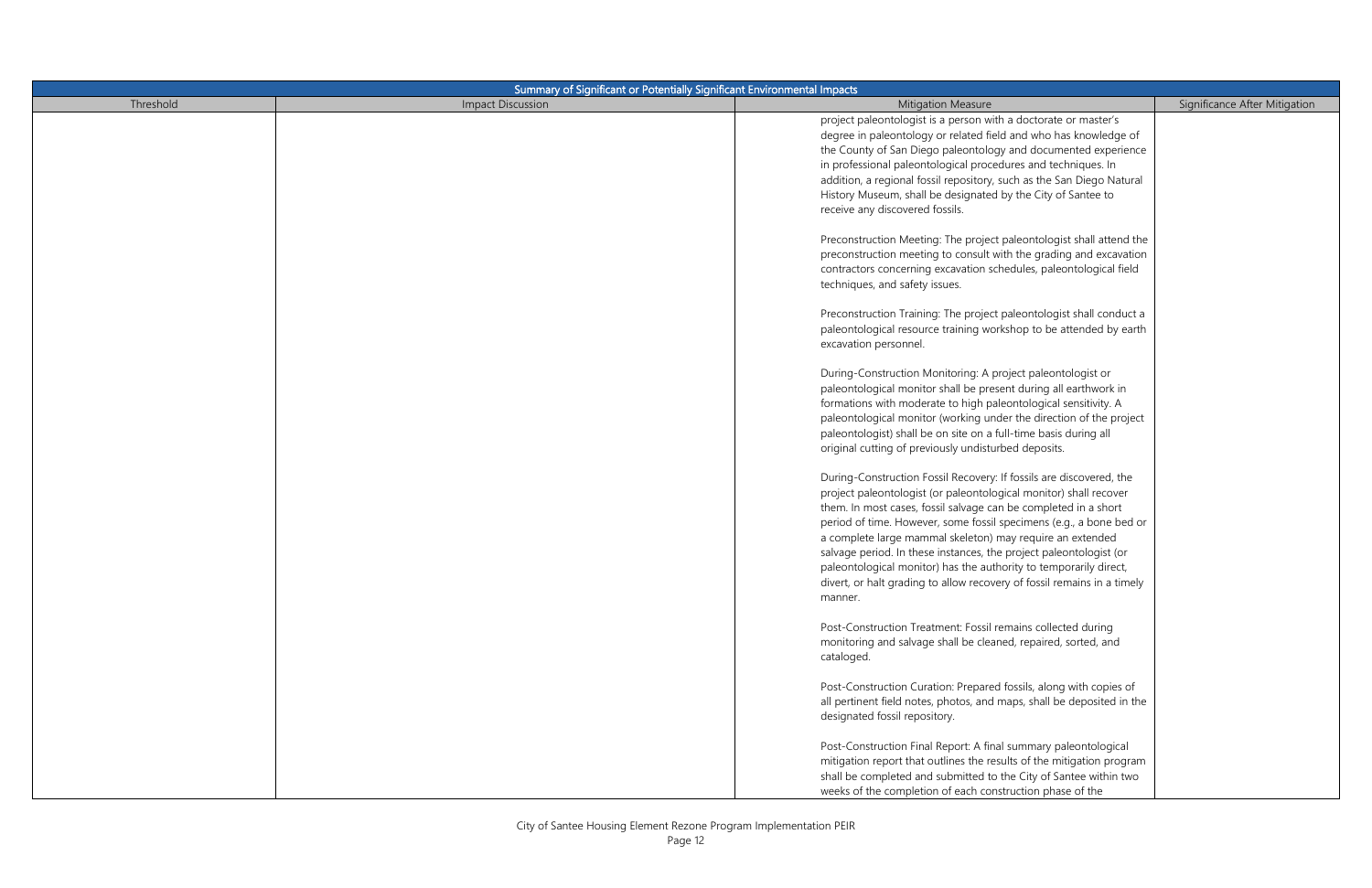| Summary of Significant or Potentially Significant Environmental Impacts | | | |
|---|---|---|---|
| Threshold | Impact Discussion | Mitigation Measure | Significance After Mitigation |
| | | project paleontologist is a person with a doctorate or master's degree in paleontology or related field and who has knowledge of the County of San Diego paleontology and documented experience in professional paleontological procedures and techniques. In addition, a regional fossil repository, such as the San Diego Natural History Museum, shall be designated by the City of Santee to receive any discovered fossils.<br><br>Preconstruction Meeting: The project paleontologist shall attend the preconstruction meeting to consult with the grading and excavation contractors concerning excavation schedules, paleontological field techniques, and safety issues.<br><br>Preconstruction Training: The project paleontologist shall conduct a paleontological resource training workshop to be attended by earth excavation personnel.<br><br>During-Construction Monitoring: A project paleontologist or paleontological monitor shall be present during all earthwork in formations with moderate to high paleontological sensitivity. A paleontological monitor (working under the direction of the project paleontologist) shall be on site on a full-time basis during all original cutting of previously undisturbed deposits.<br><br>During-Construction Fossil Recovery: If fossils are discovered, the project paleontologist (or paleontological monitor) shall recover them. In most cases, fossil salvage can be completed in a short period of time. However, some fossil specimens (e.g., a bone bed or a complete large mammal skeleton) may require an extended salvage period. In these instances, the project paleontologist (or paleontological monitor) has the authority to temporarily direct, divert, or halt grading to allow recovery of fossil remains in a timely manner.<br><br>Post-Construction Treatment: Fossil remains collected during monitoring and salvage shall be cleaned, repaired, sorted, and cataloged.<br><br>Post-Construction Curation: Prepared fossils, along with copies of all pertinent field notes, photos, and maps, shall be deposited in the designated fossil repository.<br><br>Post-Construction Final Report: A final summary paleontological mitigation report that outlines the results of the mitigation program shall be completed and submitted to the City of Santee within two weeks of the completion of each construction phase of the | |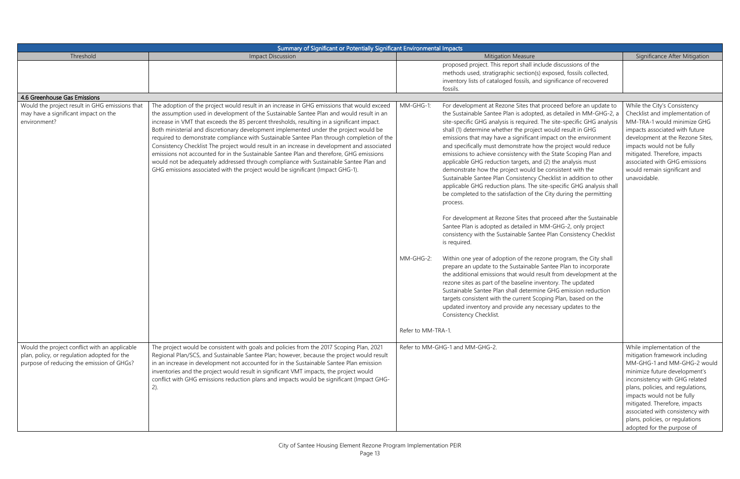| Summary of Significant or Potentially Significant Environmental Impacts | | | |
|---|---|---|---|
| Threshold | Impact Discussion | Mitigation Measure | Significance After Mitigation |
| | | proposed project. This report shall include discussions of the methods used, stratigraphic section(s) exposed, fossils collected, inventory lists of cataloged fossils, and significance of recovered fossils. | |
| **4.6 Greenhouse Gas Emissions** | | | |
| Would the project result in GHG emissions that may have a significant impact on the environment? | The adoption of the project would result in an increase in GHG emissions that would exceed the assumption used in development of the Sustainable Santee Plan and would result in an increase in VMT that exceeds the 85 percent thresholds, resulting in a significant impact. Both ministerial and discretionary development implemented under the project would be required to demonstrate compliance with Sustainable Santee Plan through completion of the Consistency Checklist The project would result in an increase in development and associated emissions not accounted for in the Sustainable Santee Plan and therefore, GHG emissions would not be adequately addressed through compliance with Sustainable Santee Plan and GHG emissions associated with the project would be significant (Impact GHG-1). | MM-GHG-1: For development at Rezone Sites that proceed before an update to the Sustainable Santee Plan is adopted, as detailed in MM-GHG-2, a site-specific GHG analysis is required. The site-specific GHG analysis shall (1) determine whether the project would result in GHG emissions that may have a significant impact on the environment and specifically must demonstrate how the project would reduce emissions to achieve consistency with the State Scoping Plan and applicable GHG reduction targets, and (2) the analysis must demonstrate how the project would be consistent with the Sustainable Santee Plan Consistency Checklist in addition to other applicable GHG reduction plans. The site-specific GHG analysis shall be completed to the satisfaction of the City during the permitting process.<br><br>For development at Rezone Sites that proceed after the Sustainable Santee Plan is adopted as detailed in MM-GHG-2, only project consistency with the Sustainable Santee Plan Consistency Checklist is required.<br><br>MM-GHG-2: Within one year of adoption of the rezone program, the City shall prepare an update to the Sustainable Santee Plan to incorporate the additional emissions that would result from development at the rezone sites as part of the baseline inventory. The updated Sustainable Santee Plan shall determine GHG emission reduction targets consistent with the current Scoping Plan, based on the updated inventory and provide any necessary updates to the Consistency Checklist.<br><br>Refer to MM-TRA-1. | While the City's Consistency Checklist and implementation of MM-TRA-1 would minimize GHG impacts associated with future development at the Rezone Sites, impacts would not be fully mitigated. Therefore, impacts associated with GHG emissions would remain significant and unavoidable. |
| Would the project conflict with an applicable plan, policy, or regulation adopted for the purpose of reducing the emission of GHGs? | The project would be consistent with goals and policies from the 2017 Scoping Plan, 2021 Regional Plan/SCS, and Sustainable Santee Plan; however, because the project would result in an increase in development not accounted for in the Sustainable Santee Plan emission inventories and the project would result in significant VMT impacts, the project would conflict with GHG emissions reduction plans and impacts would be significant (Impact GHG-2). | Refer to MM-GHG-1 and MM-GHG-2. | While implementation of the mitigation framework including MM-GHG-1 and MM-GHG-2 would minimize future development's inconsistency with GHG related plans, policies, and regulations, impacts would not be fully mitigated. Therefore, impacts associated with consistency with plans, policies, or regulations adopted for the purpose of |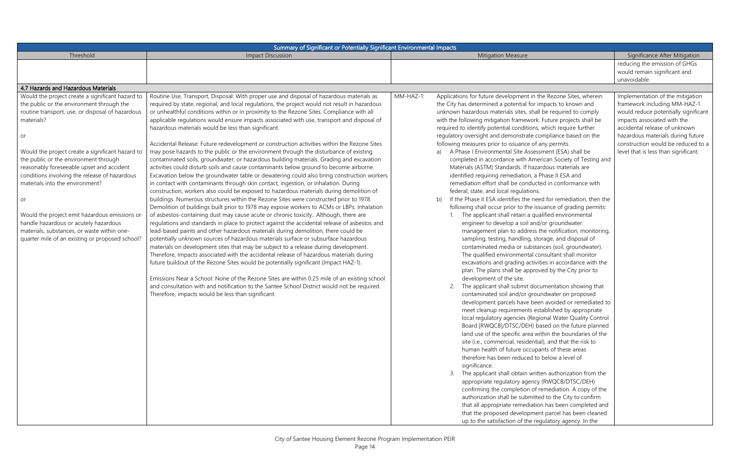| Summary of Significant or Potentially Significant Environmental Impacts | | | |
|---|---|---|---|
| Threshold | Impact Discussion | Mitigation Measure | Significance After Mitigation |
| | | | reducing the emission of GHGs would remain significant and unavoidable. |
| **4.7 Hazards and Hazardous Materials** | | | |
| Would the project create a significant hazard to the public or the environment through the routine transport, use, or disposal of hazardous materials?<br><br>or<br><br>Would the project create a significant hazard to the public or the environment through reasonably foreseeable upset and accident conditions involving the release of hazardous materials into the environment?<br><br>or<br><br>Would the project emit hazardous emissions or handle hazardous or acutely hazardous materials, substances, or waste within one-quarter mile of an existing or proposed school? | Routine Use, Transport, Disposal: With proper use and disposal of hazardous materials as required by state, regional, and local regulations, the project would not result in hazardous or unhealthful conditions within or in proximity to the Rezone Sites. Compliance with all applicable regulations would ensure impacts associated with use, transport and disposal of hazardous materials would be less than significant.<br><br>Accidental Release: Future redevelopment or construction activities within the Rezone Sites may pose hazards to the public or the environment through the disturbance of existing contaminated soils, groundwater, or hazardous building materials. Grading and excavation activities could disturb soils and cause contaminants below ground to become airborne. Excavation below the groundwater table or dewatering could also bring construction workers in contact with contaminants through skin contact, ingestion, or inhalation. During construction, workers also could be exposed to hazardous materials during demolition of buildings. Numerous structures within the Rezone Sites were constructed prior to 1978. Demolition of buildings built prior to 1978 may expose workers to ACMs or LBPs. Inhalation of asbestos-containing dust may cause acute or chronic toxicity.. Although, there are regulations and standards in place to protect against the accidental release of asbestos and lead-based paints and other hazardous materials during demolition, there could be potentially unknown sources of hazardous materials surface or subsurface hazardous materials on development sites that may be subject to a release during development. Therefore, Impacts associated with the accidental release of hazardous materials during future buildout of the Rezone Sites would be potentially significant (Impact HAZ-1).<br><br>Emissions Near a School: None of the Rezone Sites are within 0.25 mile of an existing school and consultation with and notification to the Santee School District would not be required. Therefore, impacts would be less than significant. | MM-HAZ-1: Applications for future development in the Rezone Sites, wherein the City has determined a potential for impacts to known and unknown hazardous materials sites, shall be required to comply with the following mitigation framework. Future projects shall be required to identify potential conditions, which require further regulatory oversight and demonstrate compliance based on the following measures prior to issuance of any permits.<br>a) A Phase I Environmental Site Assessment (ESA) shall be completed in accordance with American Society of Testing and Materials (ASTM) Standards. If hazardous materials are identified requiring remediation, a Phase II ESA and remediation effort shall be conducted in conformance with federal, state, and local regulations.<br>b) If the Phase II ESA identifies the need for remediation, then the following shall occur prior to the issuance of grading permits:<br>1. The applicant shall retain a qualified environmental engineer to develop a soil and/or groundwater management plan to address the notification, monitoring, sampling, testing, handling, storage, and disposal of contaminated media or substances (soil, groundwater). The qualified environmental consultant shall monitor excavations and grading activities in accordance with the plan. The plans shall be approved by the City prior to development of the site.<br>2. The applicant shall submit documentation showing that contaminated soil and/or groundwater on proposed development parcels have been avoided or remediated to meet cleanup requirements established by appropriate local regulatory agencies (Regional Water Quality Control Board [RWQCB]/DTSC/DEH) based on the future planned land use of the specific area within the boundaries of the site (i.e., commercial, residential), and that the risk to human health of future occupants of these areas therefore has been reduced to below a level of significance.<br>3. The applicant shall obtain written authorization from the appropriate regulatory agency (RWQCB/DTSC/DEH) confirming the completion of remediation. A copy of the authorization shall be submitted to the City to confirm that all appropriate remediation has been completed and that the proposed development parcel has been cleaned up to the satisfaction of the regulatory agency. In the | Implementation of the mitigation framework including MM-HAZ-1 would reduce potentially significant impacts associated with the accidental release of unknown hazardous materials during future construction would be reduced to a level that is less than significant. |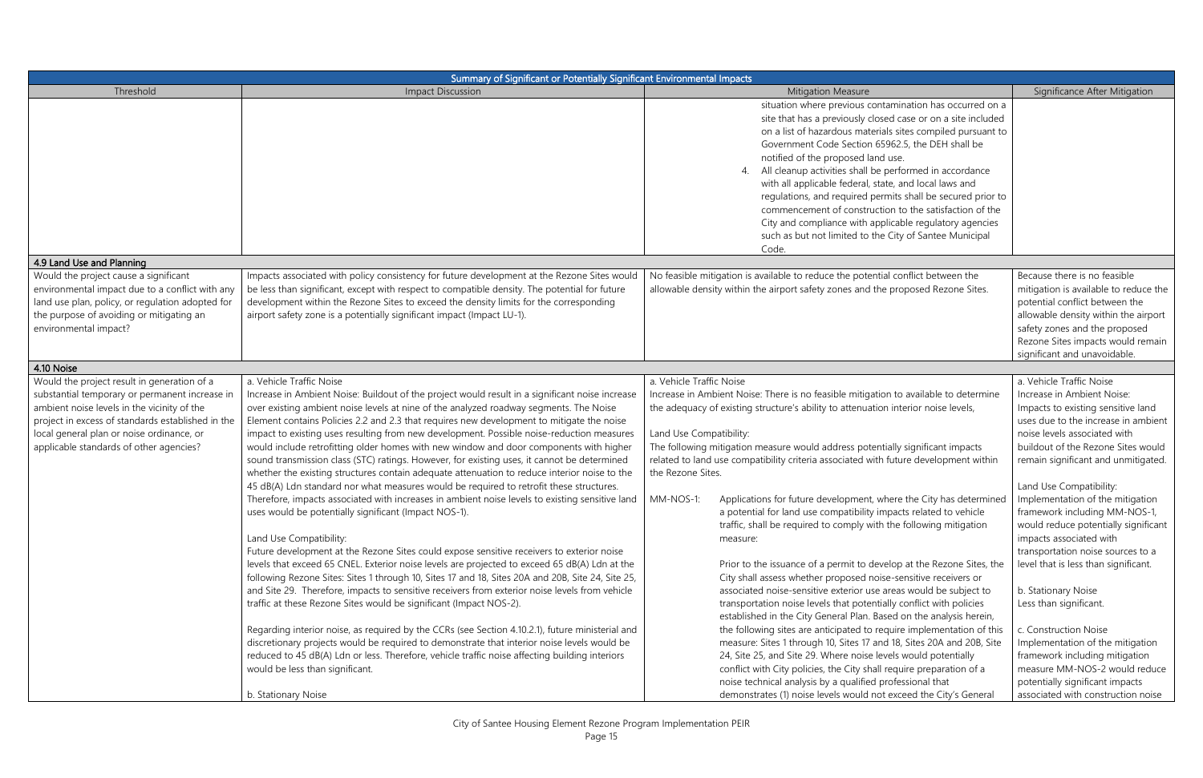| Summary of Significant or Potentially Significant Environmental Impacts | | | |
|---|---|---|---|
| Threshold | Impact Discussion | Mitigation Measure | Significance After Mitigation |
| | | situation where previous contamination has occurred on a site that has a previously closed case or on a site included on a list of hazardous materials sites compiled pursuant to Government Code Section 65962.5, the DEH shall be notified of the proposed land use.<br>4. All cleanup activities shall be performed in accordance with all applicable federal, state, and local laws and regulations, and required permits shall be secured prior to commencement of construction to the satisfaction of the City and compliance with applicable regulatory agencies such as but not limited to the City of Santee Municipal Code. | |
| **4.9 Land Use and Planning** | | | |
| Would the project cause a significant environmental impact due to a conflict with any land use plan, policy, or regulation adopted for the purpose of avoiding or mitigating an environmental impact? | Impacts associated with policy consistency for future development at the Rezone Sites would be less than significant, except with respect to compatible density. The potential for future development within the Rezone Sites to exceed the density limits for the corresponding airport safety zone is a potentially significant impact (Impact LU-1). | No feasible mitigation is available to reduce the potential conflict between the allowable density within the airport safety zones and the proposed Rezone Sites. | Because there is no feasible mitigation is available to reduce the potential conflict between the allowable density within the airport safety zones and the proposed Rezone Sites impacts would remain significant and unavoidable. |
| **4.10 Noise** | | | |
| Would the project result in generation of a substantial temporary or permanent increase in ambient noise levels in the vicinity of the project in excess of standards established in the local general plan or noise ordinance, or applicable standards of other agencies? | a. Vehicle Traffic Noise<br>Increase in Ambient Noise: Buildout of the project would result in a significant noise increase over existing ambient noise levels at nine of the analyzed roadway segments. The Noise Element contains Policies 2.2 and 2.3 that requires new development to mitigate the noise impact to existing uses resulting from new development. Possible noise-reduction measures would include retrofitting older homes with new window and door components with higher sound transmission class (STC) ratings. However, for existing uses, it cannot be determined whether the existing structures contain adequate attenuation to reduce interior noise to the 45 dB(A) Ldn standard nor what measures would be required to retrofit these structures. Therefore, impacts associated with increases in ambient noise levels to existing sensitive land uses would be potentially significant (Impact NOS-1).<br><br>Land Use Compatibility:<br>Future development at the Rezone Sites could expose sensitive receivers to exterior noise levels that exceed 65 CNEL. Exterior noise levels are projected to exceed 65 dB(A) Ldn at the following Rezone Sites: Sites 1 through 10, Sites 17 and 18, Sites 20A and 20B, Site 24, Site 25, and Site 29. Therefore, impacts to sensitive receivers from exterior noise levels from vehicle traffic at these Rezone Sites would be significant (Impact NOS-2).<br><br>Regarding interior noise, as required by the CCRs (see Section 4.10.2.1), future ministerial and discretionary projects would be required to demonstrate that interior noise levels would be reduced to 45 dB(A) Ldn or less. Therefore, vehicle traffic noise affecting building interiors would be less than significant.<br><br>b. Stationary Noise | a. Vehicle Traffic Noise<br>Increase in Ambient Noise: There is no feasible mitigation to available to determine the adequacy of existing structure's ability to attenuation interior noise levels,<br><br>Land Use Compatibility:<br>The following mitigation measure would address potentially significant impacts related to land use compatibility criteria associated with future development within the Rezone Sites.<br><br>MM-NOS-1: Applications for future development, where the City has determined a potential for land use compatibility impacts related to vehicle traffic, shall be required to comply with the following mitigation measure:<br><br>Prior to the issuance of a permit to develop at the Rezone Sites, the City shall assess whether proposed noise-sensitive receivers or associated noise-sensitive exterior use areas would be subject to transportation noise levels that potentially conflict with policies established in the City General Plan. Based on the analysis herein, the following sites are anticipated to require implementation of this measure: Sites 1 through 10, Sites 17 and 18, Sites 20A and 20B, Site 24, Site 25, and Site 29. Where noise levels would potentially conflict with City policies, the City shall require preparation of a noise technical analysis by a qualified professional that demonstrates (1) noise levels would not exceed the City's General | a. Vehicle Traffic Noise<br>Increase in Ambient Noise: Impacts to existing sensitive land uses due to the increase in ambient noise levels associated with buildout of the Rezone Sites would remain significant and unmitigated.<br><br>Land Use Compatibility: Implementation of the mitigation framework including MM-NOS-1, would reduce potentially significant impacts associated with transportation noise sources to a level that is less than significant.<br><br>b. Stationary Noise<br>Less than significant.<br><br>c. Construction Noise<br>Implementation of the mitigation framework including mitigation measure MM-NOS-2 would reduce potentially significant impacts associated with construction noise |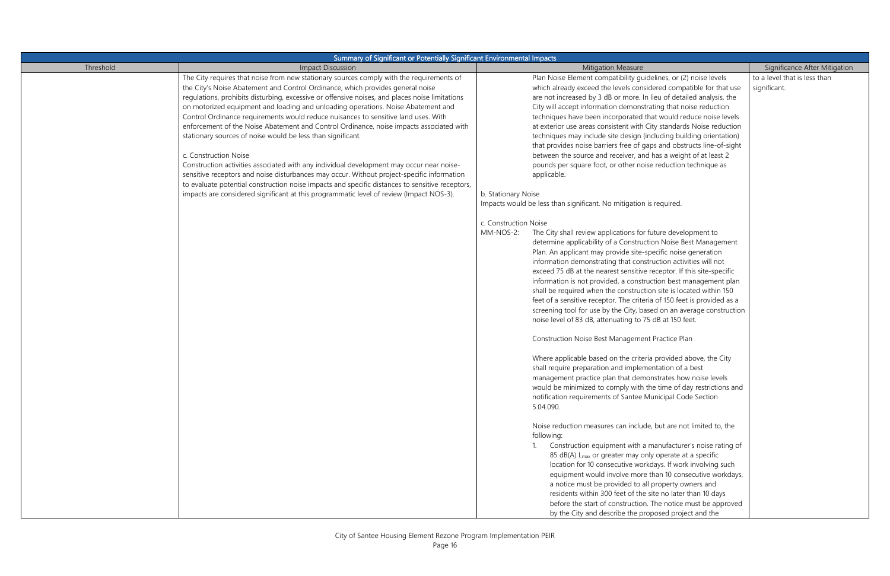| Summary of Significant or Potentially Significant Environmental Impacts | | | |
|---|---|---|---|
| Threshold | Impact Discussion | Mitigation Measure | Significance After Mitigation |
| | The City requires that noise from new stationary sources comply with the requirements of the City's Noise Abatement and Control Ordinance, which provides general noise regulations, prohibits disturbing, excessive or offensive noises, and places noise limitations on motorized equipment and loading and unloading operations. Noise Abatement and Control Ordinance requirements would reduce nuisances to sensitive land uses. With enforcement of the Noise Abatement and Control Ordinance, noise impacts associated with stationary sources of noise would be less than significant.<br><br>c. Construction Noise<br>Construction activities associated with any individual development may occur near noise-sensitive receptors and noise disturbances may occur. Without project-specific information to evaluate potential construction noise impacts and specific distances to sensitive receptors, impacts are considered significant at this programmatic level of review (Impact NOS-3). | Plan Noise Element compatibility guidelines, or (2) noise levels which already exceed the levels considered compatible for that use are not increased by 3 dB or more. In lieu of detailed analysis, the City will accept information demonstrating that noise reduction techniques have been incorporated that would reduce noise levels at exterior use areas consistent with City standards Noise reduction techniques may include site design (including building orientation) that provides noise barriers free of gaps and obstructs line-of-sight between the source and receiver, and has a weight of at least 2 pounds per square foot, or other noise reduction technique as applicable.<br><br>b. Stationary Noise<br>Impacts would be less than significant. No mitigation is required.<br><br>c. Construction Noise<br>MM-NOS-2: The City shall review applications for future development to determine applicability of a Construction Noise Best Management Plan. An applicant may provide site-specific noise generation information demonstrating that construction activities will not exceed 75 dB at the nearest sensitive receptor. If this site-specific information is not provided, a construction best management plan shall be required when the construction site is located within 150 feet of a sensitive receptor. The criteria of 150 feet is provided as a screening tool for use by the City, based on an average construction noise level of 83 dB, attenuating to 75 dB at 150 feet.<br><br>Construction Noise Best Management Practice Plan<br><br>Where applicable based on the criteria provided above, the City shall require preparation and implementation of a best management practice plan that demonstrates how noise levels would be minimized to comply with the time of day restrictions and notification requirements of Santee Municipal Code Section 5.04.090.<br><br>Noise reduction measures can include, but are not limited to, the following:<br>1. Construction equipment with a manufacturer's noise rating of 85 dB(A) $L_{max}$ or greater may only operate at a specific location for 10 consecutive workdays. If work involving such equipment would involve more than 10 consecutive workdays, a notice must be provided to all property owners and residents within 300 feet of the site no later than 10 days before the start of construction. The notice must be approved by the City and describe the proposed project and the | to a level that is less than significant. |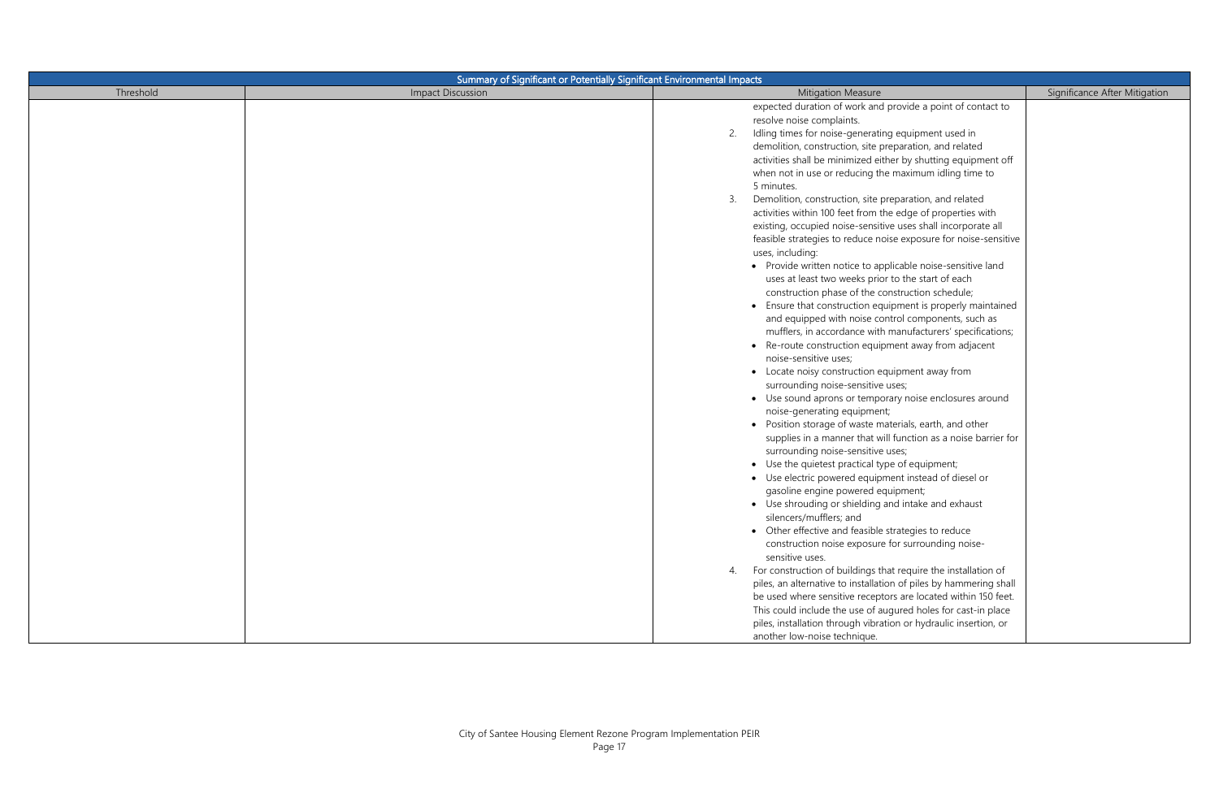| Summary of Significant or Potentially Significant Environmental Impacts | | | |
|---|---|---|---|
| Threshold | Impact Discussion | Mitigation Measure | Significance After Mitigation |
| | | expected duration of work and provide a point of contact to resolve noise complaints.<br>2. Idling times for noise-generating equipment used in demolition, construction, site preparation, and related activities shall be minimized either by shutting equipment off when not in use or reducing the maximum idling time to 5 minutes.<br>3. Demolition, construction, site preparation, and related activities within 100 feet from the edge of properties with existing, occupied noise-sensitive uses shall incorporate all feasible strategies to reduce noise exposure for noise-sensitive uses, including:<br>• Provide written notice to applicable noise-sensitive land uses at least two weeks prior to the start of each construction phase of the construction schedule;<br>• Ensure that construction equipment is properly maintained and equipped with noise control components, such as mufflers, in accordance with manufacturers' specifications;<br>• Re-route construction equipment away from adjacent noise-sensitive uses;<br>• Locate noisy construction equipment away from surrounding noise-sensitive uses;<br>• Use sound aprons or temporary noise enclosures around noise-generating equipment;<br>• Position storage of waste materials, earth, and other supplies in a manner that will function as a noise barrier for surrounding noise-sensitive uses;<br>• Use the quietest practical type of equipment;<br>• Use electric powered equipment instead of diesel or gasoline engine powered equipment;<br>• Use shrouding or shielding and intake and exhaust silencers/mufflers; and<br>• Other effective and feasible strategies to reduce construction noise exposure for surrounding noise-sensitive uses.<br>4. For construction of buildings that require the installation of piles, an alternative to installation of piles by hammering shall be used where sensitive receptors are located within 150 feet. This could include the use of augured holes for cast-in place piles, installation through vibration or hydraulic insertion, or another low-noise technique. | |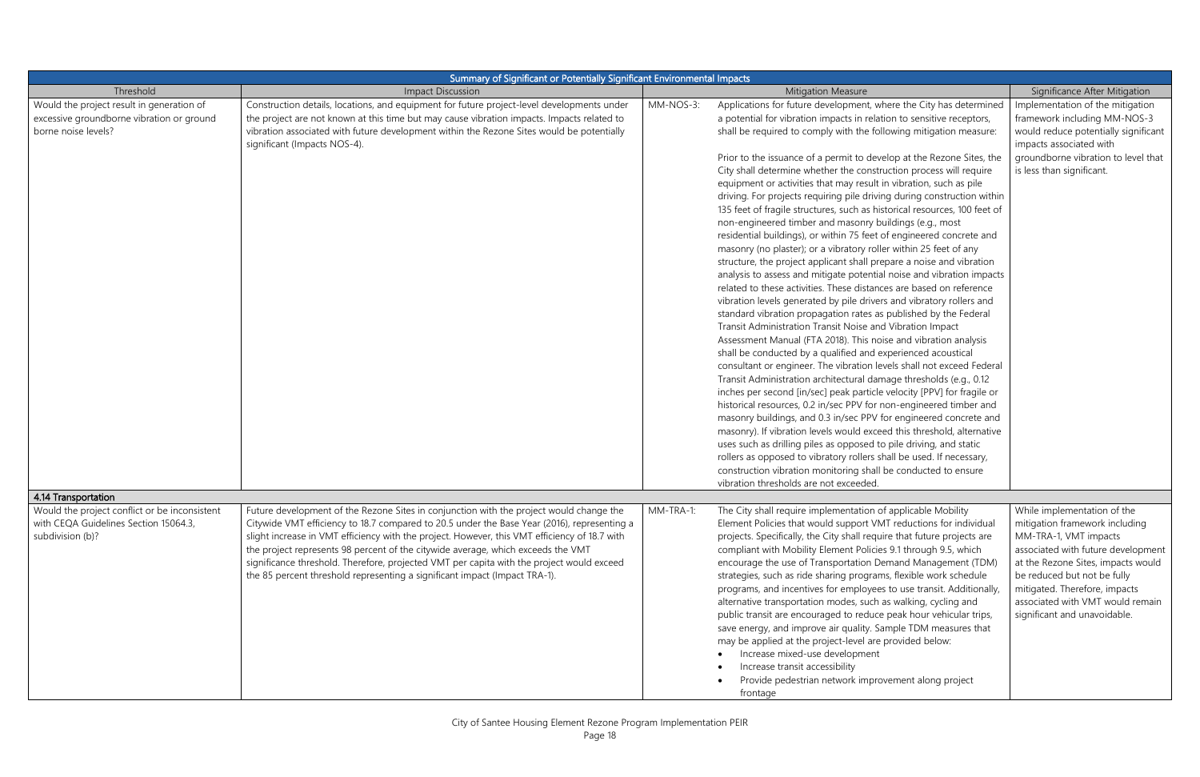| Summary of Significant or Potentially Significant Environmental Impacts | | | | |
|---|---|---|---|---|
| Threshold | Impact Discussion | Mitigation Measure | | Significance After Mitigation |
| Would the project result in generation of excessive groundborne vibration or ground borne noise levels? | Construction details, locations, and equipment for future project-level developments under the project are not known at this time but may cause vibration impacts. Impacts related to vibration associated with future development within the Rezone Sites would be potentially significant (Impacts NOS-4). | MM-NOS-3: | Applications for future development, where the City has determined a potential for vibration impacts in relation to sensitive receptors, shall be required to comply with the following mitigation measure:<br><br>Prior to the issuance of a permit to develop at the Rezone Sites, the City shall determine whether the construction process will require equipment or activities that may result in vibration, such as pile driving. For projects requiring pile driving during construction within 135 feet of fragile structures, such as historical resources, 100 feet of non-engineered timber and masonry buildings (e.g., most residential buildings), or within 75 feet of engineered concrete and masonry (no plaster); or a vibratory roller within 25 feet of any structure, the project applicant shall prepare a noise and vibration analysis to assess and mitigate potential noise and vibration impacts related to these activities. These distances are based on reference vibration levels generated by pile drivers and vibratory rollers and standard vibration propagation rates as published by the Federal Transit Administration Transit Noise and Vibration Impact Assessment Manual (FTA 2018). This noise and vibration analysis shall be conducted by a qualified and experienced acoustical consultant or engineer. The vibration levels shall not exceed Federal Transit Administration architectural damage thresholds (e.g., 0.12 inches per second [in/sec] peak particle velocity [PPV] for fragile or historical resources, 0.2 in/sec PPV for non-engineered timber and masonry buildings, and 0.3 in/sec PPV for engineered concrete and masonry). If vibration levels would exceed this threshold, alternative uses such as drilling piles as opposed to pile driving, and static rollers as opposed to vibratory rollers shall be used. If necessary, construction vibration monitoring shall be conducted to ensure vibration thresholds are not exceeded. | Implementation of the mitigation framework including MM-NOS-3 would reduce potentially significant impacts associated with groundborne vibration to level that is less than significant. |
| **4.14 Transportation** | | | | |
| Would the project conflict or be inconsistent with CEQA Guidelines Section 15064.3, subdivision (b)? | Future development of the Rezone Sites in conjunction with the project would change the Citywide VMT efficiency to 18.7 compared to 20.5 under the Base Year (2016), representing a slight increase in VMT efficiency with the project. However, this VMT efficiency of 18.7 with the project represents 98 percent of the citywide average, which exceeds the VMT significance threshold. Therefore, projected VMT per capita with the project would exceed the 85 percent threshold representing a significant impact (Impact TRA-1). | MM-TRA-1: | The City shall require implementation of applicable Mobility Element Policies that would support VMT reductions for individual projects. Specifically, the City shall require that future projects are compliant with Mobility Element Policies 9.1 through 9.5, which encourage the use of Transportation Demand Management (TDM) strategies, such as ride sharing programs, flexible work schedule programs, and incentives for employees to use transit. Additionally, alternative transportation modes, such as walking, cycling and public transit are encouraged to reduce peak hour vehicular trips, save energy, and improve air quality. Sample TDM measures that may be applied at the project-level are provided below:<br>• Increase mixed-use development<br>• Increase transit accessibility<br>• Provide pedestrian network improvement along project frontage | While implementation of the mitigation framework including MM-TRA-1, VMT impacts associated with future development at the Rezone Sites, impacts would be reduced but not be fully mitigated. Therefore, impacts associated with VMT would remain significant and unavoidable. |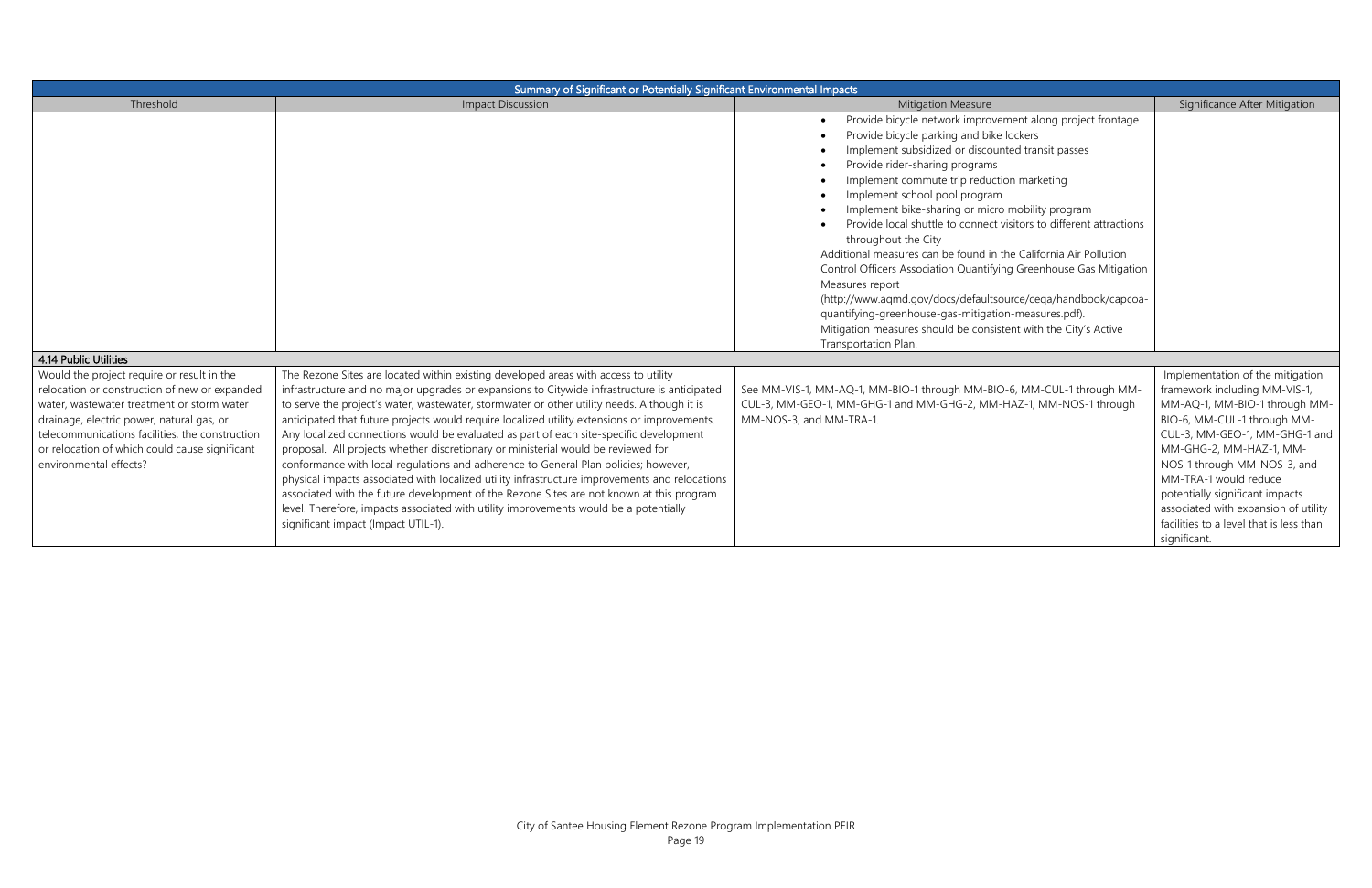| Summary of Significant or Potentially Significant Environmental Impacts | | | |
|---|---|---|---|
| Threshold | Impact Discussion | Mitigation Measure | Significance After Mitigation |
| | | • Provide bicycle network improvement along project frontage<br>• Provide bicycle parking and bike lockers<br>• Implement subsidized or discounted transit passes<br>• Provide rider-sharing programs<br>• Implement commute trip reduction marketing<br>• Implement school pool program<br>• Implement bike-sharing or micro mobility program<br>• Provide local shuttle to connect visitors to different attractions throughout the City<br>Additional measures can be found in the California Air Pollution Control Officers Association Quantifying Greenhouse Gas Mitigation Measures report (http://www.aqmd.gov/docs/defaultsource/ceqa/handbook/capcoa-quantifying-greenhouse-gas-mitigation-measures.pdf).<br>Mitigation measures should be consistent with the City's Active Transportation Plan. | |
| **4.14 Public Utilities** | | | |
| Would the project require or result in the relocation or construction of new or expanded water, wastewater treatment or storm water drainage, electric power, natural gas, or telecommunications facilities, the construction or relocation of which could cause significant environmental effects? | The Rezone Sites are located within existing developed areas with access to utility infrastructure and no major upgrades or expansions to Citywide infrastructure is anticipated to serve the project's water, wastewater, stormwater or other utility needs. Although it is anticipated that future projects would require localized utility extensions or improvements. Any localized connections would be evaluated as part of each site-specific development proposal. All projects whether discretionary or ministerial would be reviewed for conformance with local regulations and adherence to General Plan policies; however, physical impacts associated with localized utility infrastructure improvements and relocations associated with the future development of the Rezone Sites are not known at this program level. Therefore, impacts associated with utility improvements would be a potentially significant impact (Impact UTIL-1). | See MM-VIS-1, MM-AQ-1, MM-BIO-1 through MM-BIO-6, MM-CUL-1 through MM-CUL-3, MM-GEO-1, MM-GHG-1 and MM-GHG-2, MM-HAZ-1, MM-NOS-1 through MM-NOS-3, and MM-TRA-1. | Implementation of the mitigation framework including MM-VIS-1, MM-AQ-1, MM-BIO-1 through MM-BIO-6, MM-CUL-1 through MM-CUL-3, MM-GEO-1, MM-GHG-1 and MM-GHG-2, MM-HAZ-1, MM-NOS-1 through MM-NOS-3, and MM-TRA-1 would reduce potentially significant impacts associated with expansion of utility facilities to a level that is less than significant. |